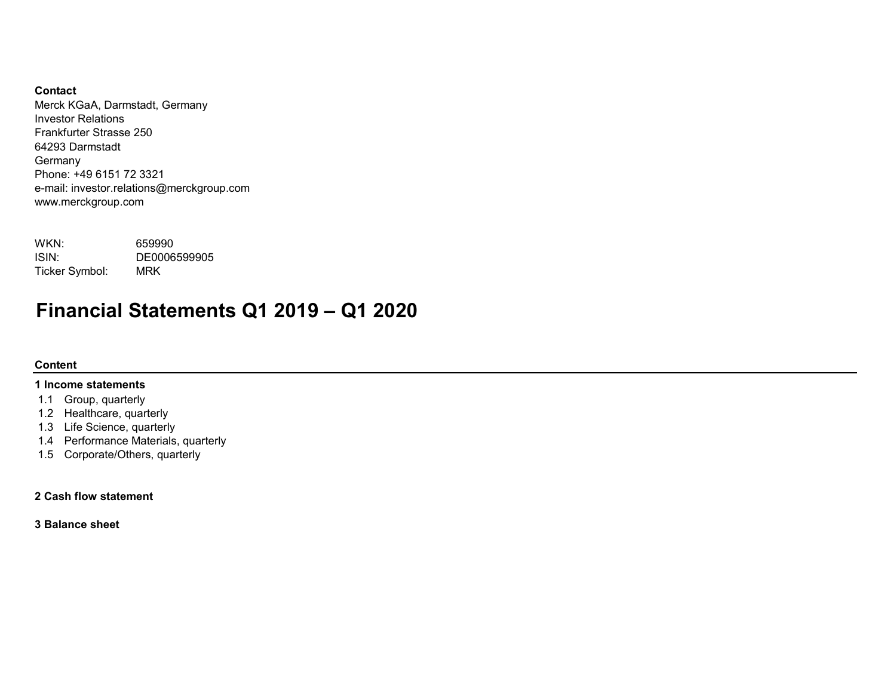**Contact**
Merck KGaA, Darmstadt, Germany
Investor Relations
Frankfurter Strasse 250
64293 Darmstadt
Germany
Phone: +49 6151 72 3321
e-mail: investor.relations@merckgroup.com
www.merckgroup.com

| | |
|---|---|
| WKN: | 659990 |
| ISIN: | DE0006599905 |
| Ticker Symbol: | MRK |

# Financial Statements Q1 2019 – Q1 2020

**Content**

**1 Income statements**

- 1.1 Group, quarterly
- 1.2 Healthcare, quarterly
- 1.3 Life Science, quarterly
- 1.4 Performance Materials, quarterly
- 1.5 Corporate/Others, quarterly

**2 Cash flow statement**

**3 Balance sheet**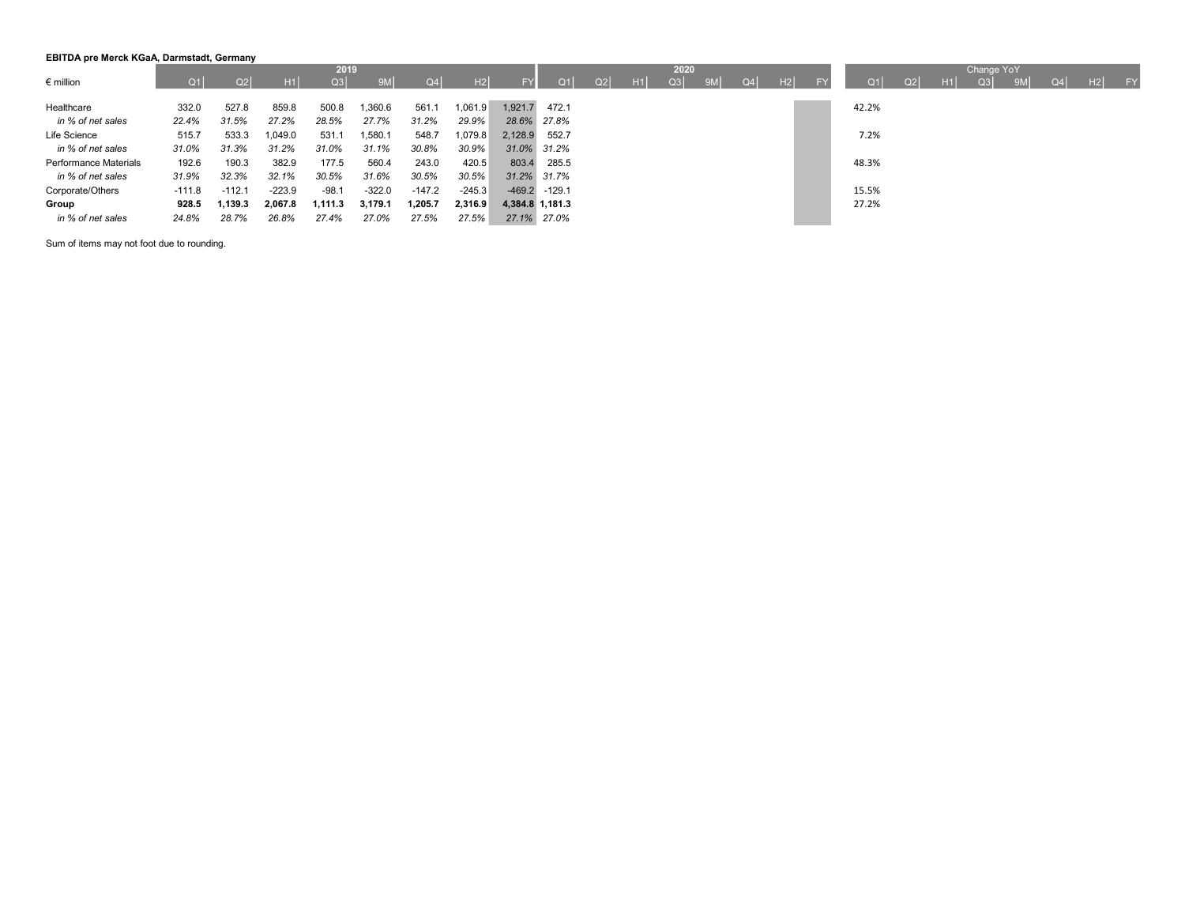**EBITDA pre Merck KGaA, Darmstadt, Germany**

| € million | 2019 | | | | | | | | 2020 | | | | | | | | Change YoY | | | | | | | |
|---|---|---|---|---|---|---|---|---|---|---|---|---|---|---|---|---|---|---|---|---|---|---|---|---|
| | Q1 | Q2 | H1 | Q3 | 9M | Q4 | H2 | FY | Q1 | Q2 | H1 | Q3 | 9M | Q4 | H2 | FY | Q1 | Q2 | H1 | Q3 | 9M | Q4 | H2 | FY |
| Healthcare | 332.0 | 527.8 | 859.8 | 500.8 | 1,360.6 | 561.1 | 1,061.9 | 1,921.7 | 472.1 | | | | | | | | 42.2% | | | | | | | |
| *in % of net sales* | *22.4%* | *31.5%* | *27.2%* | *28.5%* | *27.7%* | *31.2%* | *29.9%* | *28.6%* | *27.8%* | | | | | | | | | | | | | | | |
| Life Science | 515.7 | 533.3 | 1,049.0 | 531.1 | 1,580.1 | 548.7 | 1,079.8 | 2,128.9 | 552.7 | | | | | | | | 7.2% | | | | | | | |
| *in % of net sales* | *31.0%* | *31.3%* | *31.2%* | *31.0%* | *31.1%* | *30.8%* | *30.9%* | *31.0%* | *31.2%* | | | | | | | | | | | | | | | |
| Performance Materials | 192.6 | 190.3 | 382.9 | 177.5 | 560.4 | 243.0 | 420.5 | 803.4 | 285.5 | | | | | | | | 48.3% | | | | | | | |
| *in % of net sales* | *31.9%* | *32.3%* | *32.1%* | *30.5%* | *31.6%* | *30.5%* | *30.5%* | *31.2%* | *31.7%* | | | | | | | | | | | | | | | |
| Corporate/Others | -111.8 | -112.1 | -223.9 | -98.1 | -322.0 | -147.2 | -245.3 | -469.2 | -129.1 | | | | | | | | 15.5% | | | | | | | |
| **Group** | **928.5** | **1,139.3** | **2,067.8** | **1,111.3** | **3,179.1** | **1,205.7** | **2,316.9** | **4,384.8** | **1,181.3** | | | | | | | | 27.2% | | | | | | | |
| *in % of net sales* | *24.8%* | *28.7%* | *26.8%* | *27.4%* | *27.0%* | *27.5%* | *27.5%* | *27.1%* | *27.0%* | | | | | | | | | | | | | | | |

Sum of items may not foot due to rounding.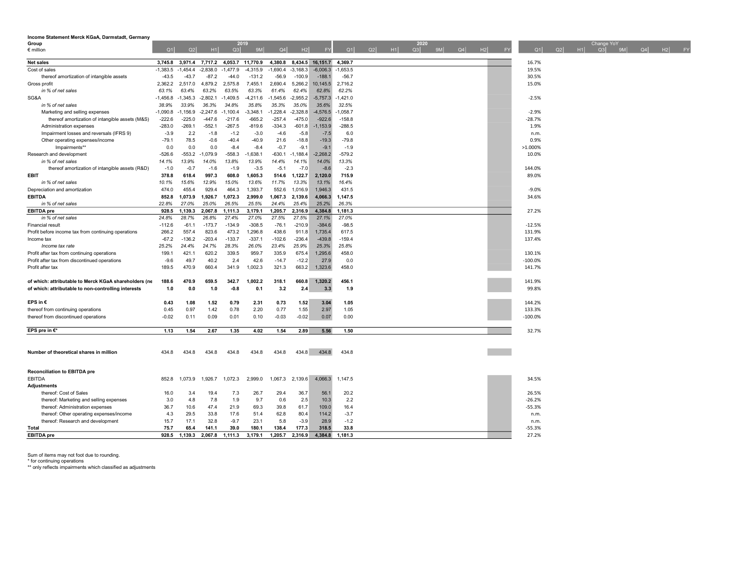**Income Statement Merck KGaA, Darmstadt, Germany**
**Group**

| € million | 2019 | | | | | | | | 2020 | | | | | | | | Change YoY | | | | | | | |
|---|---|---|---|---|---|---|---|---|---|---|---|---|---|---|---|---|---|---|---|---|---|---|---|---|
| | Q1 | Q2 | H1 | Q3 | 9M | Q4 | H2 | FY | Q1 | Q2 | H1 | Q3 | 9M | Q4 | H2 | FY | Q1 | Q2 | H1 | Q3 | 9M | Q4 | H2 | FY |
| **Net sales** | **3,745.8** | **3,971.4** | **7,717.2** | **4,053.7** | **11,770.9** | **4,380.8** | **8,434.5** | **16,151.7** | **4,369.7** | | | | | | | | 16.7% | | | | | | | |
| Cost of sales | -1,383.5 | -1,454.4 | -2,838.0 | -1,477.9 | -4,315.9 | -1,690.4 | -3,168.3 | -6,006.3 | -1,653.5 | | | | | | | | 19.5% | | | | | | | |
| thereof amortization of intangible assets | -43.5 | -43.7 | -87.2 | -44.0 | -131.2 | -56.9 | -100.9 | -188.1 | -56.7 | | | | | | | | 30.5% | | | | | | | |
| Gross profit | 2,362.2 | 2,517.0 | 4,879.2 | 2,575.8 | 7,455.1 | 2,690.4 | 5,266.2 | 10,145.5 | 2,716.2 | | | | | | | | 15.0% | | | | | | | |
| *in % of net sales* | *63.1%* | *63.4%* | *63.2%* | *63.5%* | *63.3%* | *61.4%* | *62.4%* | *62.8%* | *62.2%* | | | | | | | | | | | | | | | |
| SG&A | -1,456.8 | -1,345.3 | -2,802.1 | -1,409.5 | -4,211.6 | -1,545.6 | -2,955.2 | -5,757.3 | -1,421.0 | | | | | | | | -2.5% | | | | | | | |
| *in % of net sales* | *38.9%* | *33.9%* | *36.3%* | *34.8%* | *35.8%* | *35.3%* | *35.0%* | *35.6%* | *32.5%* | | | | | | | | | | | | | | | |
| Marketing and selling expenses | -1,090.8 | -1,156.9 | -2,247.6 | -1,100.4 | -3,348.1 | -1,228.4 | -2,328.8 | -4,576.5 | -1,058.7 | | | | | | | | -2.9% | | | | | | | |
| thereof amortization of intangible assets (M&S) | -222.6 | -225.0 | -447.6 | -217.6 | -665.2 | -257.4 | -475.0 | -922.6 | -158.8 | | | | | | | | -28.7% | | | | | | | |
| Administration expenses | -283.0 | -269.1 | -552.1 | -267.5 | -819.6 | -334.3 | -601.8 | -1,153.9 | -288.5 | | | | | | | | 1.9% | | | | | | | |
| Impairment losses and reversals (IFRS 9) | -3.9 | 2.2 | -1.8 | -1.2 | -3.0 | -4.6 | -5.8 | -7.5 | 6.0 | | | | | | | | n.m. | | | | | | | |
| Other operating expenses/income | -79.1 | 78.5 | -0.6 | -40.4 | -40.9 | 21.6 | -18.8 | -19.3 | -79.8 | | | | | | | | 0.9% | | | | | | | |
| Impairments** | 0.0 | 0.0 | 0.0 | -8.4 | -8.4 | -0.7 | -9.1 | -9.1 | -1.9 | | | | | | | | >1.000% | | | | | | | |
| Research and development | -526.6 | -553.2 | -1,079.9 | -558.3 | -1,638.1 | -630.1 | -1,188.4 | -2,268.2 | -579.2 | | | | | | | | 10.0% | | | | | | | |
| *in % of net sales* | *14.1%* | *13.9%* | *14.0%* | *13.8%* | *13.9%* | *14.4%* | *14.1%* | *14.0%* | *13.3%* | | | | | | | | | | | | | | | |
| thereof amortization of intangible assets (R&D) | -1.0 | -0.7 | -1.6 | -1.9 | -3.5 | -5.1 | -7.0 | -8.6 | -2.3 | | | | | | | | 144.0% | | | | | | | |
| **EBIT** | **378.8** | **618.4** | **997.3** | **608.0** | **1,605.3** | **514.6** | **1,122.7** | **2,120.0** | **715.9** | | | | | | | | 89.0% | | | | | | | |
| *in % of net sales* | *10.1%* | *15.6%* | *12.9%* | *15.0%* | *13.6%* | *11.7%* | *13.3%* | *13.1%* | *16.4%* | | | | | | | | | | | | | | | |
| Depreciation and amortization | 474.0 | 455.4 | 929.4 | 464.3 | 1,393.7 | 552.6 | 1,016.9 | 1,946.3 | 431.5 | | | | | | | | -9.0% | | | | | | | |
| **EBITDA** | **852.8** | **1,073.9** | **1,926.7** | **1,072.3** | **2,999.0** | **1,067.3** | **2,139.6** | **4,066.3** | **1,147.5** | | | | | | | | 34.6% | | | | | | | |
| *in % of net sales* | *22.8%* | *27.0%* | *25.0%* | *26.5%* | *25.5%* | *24.4%* | *25.4%* | *25.2%* | *26.3%* | | | | | | | | | | | | | | | |
| **EBITDA pre** | **928.5** | **1,139.3** | **2,067.8** | **1,111.3** | **3,179.1** | **1,205.7** | **2,316.9** | **4,384.8** | **1,181.3** | | | | | | | | 27.2% | | | | | | | |
| *in % of net sales* | *24.8%* | *28.7%* | *26.8%* | *27.4%* | *27.0%* | *27.5%* | *27.5%* | *27.1%* | *27.0%* | | | | | | | | | | | | | | | |
| Financial result | -112.6 | -61.1 | -173.7 | -134.9 | -308.5 | -76.1 | -210.9 | -384.6 | -98.5 | | | | | | | | -12.5% | | | | | | | |
| Profit before income tax from continuing operations | 266.2 | 557.4 | 823.6 | 473.2 | 1,296.8 | 438.6 | 911.8 | 1,735.4 | 617.5 | | | | | | | | 131.9% | | | | | | | |
| Income tax | -67.2 | -136.2 | -203.4 | -133.7 | -337.1 | -102.6 | -236.4 | -439.8 | -159.4 | | | | | | | | 137.4% | | | | | | | |
| *Income tax rate* | *25.2%* | *24.4%* | *24.7%* | *28.3%* | *26.0%* | *23.4%* | *25.9%* | *25.3%* | *25.8%* | | | | | | | | | | | | | | | |
| Profit after tax from continuing operations | 199.1 | 421.1 | 620.2 | 339.5 | 959.7 | 335.9 | 675.4 | 1,295.6 | 458.0 | | | | | | | | 130.1% | | | | | | | |
| Profit after tax from discontinued operations | -9.6 | 49.7 | 40.2 | 2.4 | 42.6 | -14.7 | -12.2 | 27.9 | 0.0 | | | | | | | | -100.0% | | | | | | | |
| Profit after tax | 189.5 | 470.9 | 660.4 | 341.9 | 1,002.3 | 321.3 | 663.2 | 1,323.6 | 458.0 | | | | | | | | 141.7% | | | | | | | |
| **of which: attributable to Merck KGaA shareholders (ne** | **188.6** | **470.9** | **659.5** | **342.7** | **1,002.2** | **318.1** | **660.8** | **1,320.2** | **456.1** | | | | | | | | 141.9% | | | | | | | |
| **of which: attributable to non-controlling interests** | **1.0** | **0.0** | **1.0** | **-0.8** | **0.1** | **3.2** | **2.4** | **3.3** | **1.9** | | | | | | | | 99.8% | | | | | | | |
| **EPS in €** | **0.43** | **1.08** | **1.52** | **0.79** | **2.31** | **0.73** | **1.52** | **3.04** | **1.05** | | | | | | | | 144.2% | | | | | | | |
| thereof from continuing operations | 0.45 | 0.97 | 1.42 | 0.78 | 2.20 | 0.77 | 1.55 | 2.97 | 1.05 | | | | | | | | 133.3% | | | | | | | |
| thereof from discontinued operations | -0.02 | 0.11 | 0.09 | 0.01 | 0.10 | -0.03 | -0.02 | 0.07 | 0.00 | | | | | | | | -100.0% | | | | | | | |
| **EPS pre in €*** | **1.13** | **1.54** | **2.67** | **1.35** | **4.02** | **1.54** | **2.89** | **5.56** | **1.50** | | | | | | | | 32.7% | | | | | | | |
| **Number of theoretical shares in million** | 434.8 | 434.8 | 434.8 | 434.8 | 434.8 | 434.8 | 434.8 | 434.8 | 434.8 | | | | | | | | | | | | | | | |
| **Reconciliation to EBITDA pre** | | | | | | | | | | | | | | | | | | | | | | | | |
| EBITDA | 852.8 | 1,073.9 | 1,926.7 | 1,072.3 | 2,999.0 | 1,067.3 | 2,139.6 | 4,066.3 | 1,147.5 | | | | | | | | 34.5% | | | | | | | |
| **Adjustments** | | | | | | | | | | | | | | | | | | | | | | | | |
| thereof: Cost of Sales | 16.0 | 3.4 | 19.4 | 7.3 | 26.7 | 29.4 | 36.7 | 56.1 | 20.2 | | | | | | | | 26.5% | | | | | | | |
| thereof: Marketing and selling expenses | 3.0 | 4.8 | 7.8 | 1.9 | 9.7 | 0.6 | 2.5 | 10.3 | 2.2 | | | | | | | | -26.2% | | | | | | | |
| thereof: Administration expenses | 36.7 | 10.6 | 47.4 | 21.9 | 69.3 | 39.8 | 61.7 | 109.0 | 16.4 | | | | | | | | -55.3% | | | | | | | |
| thereof: Other operating expenses/income | 4.3 | 29.5 | 33.8 | 17.6 | 51.4 | 62.8 | 80.4 | 114.2 | -3.7 | | | | | | | | n.m. | | | | | | | |
| thereof: Research and development | 15.7 | 17.1 | 32.8 | -9.7 | 23.1 | 5.8 | -3.9 | 28.9 | -1.2 | | | | | | | | n.m. | | | | | | | |
| **Total** | **75.7** | **65.4** | **141.1** | **39.0** | **180.1** | **138.4** | **177.3** | **318.5** | **33.8** | | | | | | | | -55.3% | | | | | | | |
| **EBITDA pre** | **928.5** | **1,139.3** | **2,067.8** | **1,111.3** | **3,179.1** | **1,205.7** | **2,316.9** | **4,384.8** | **1,181.3** | | | | | | | | 27.2% | | | | | | | |

Sum of items may not foot due to rounding.
* for continuing operations
** only reflects impairments which classified as adjustments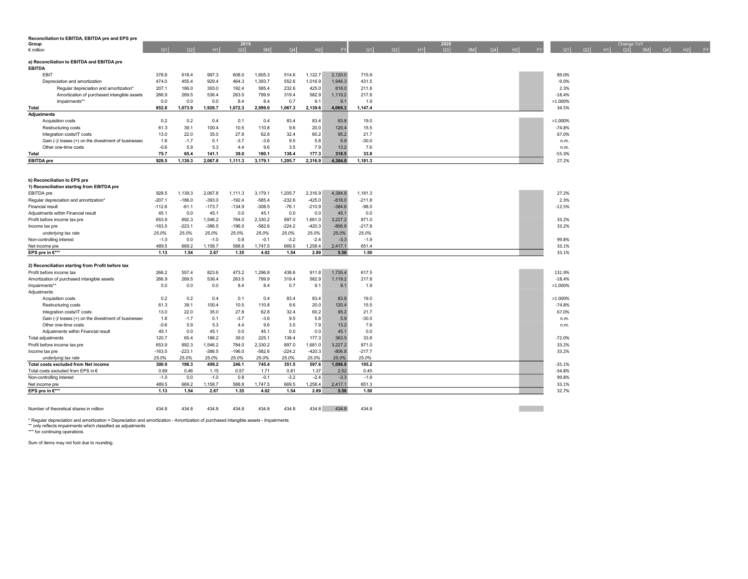**Reconciliation to EBITDA, EBITDA pre and EPS pre**
**Group**
€ million

| | 2019 | | | | | | | | 2020 | | | | | | | | Change YoY | | | | | | | |
|---|---|---|---|---|---|---|---|---|---|---|---|---|---|---|---|---|---|---|---|---|---|---|---|---|
| | Q1 | Q2 | H1 | Q3 | 9M | Q4 | H2 | FY | Q1 | Q2 | H1 | Q3 | 9M | Q4 | H2 | FY | Q1 | Q2 | H1 | Q3 | 9M | Q4 | H2 | FY |
| **a) Reconciliation to EBITDA and EBITDA pre** | | | | | | | | | | | | | | | | | | | | | | | | |
| **EBITDA** | | | | | | | | | | | | | | | | | | | | | | | | |
| EBIT | 378.8 | 618.4 | 997.3 | 608.0 | 1,605.3 | 514.6 | 1,122.7 | 2,120.0 | 715.9 | | | | | | | | 89.0% | | | | | | | |
| Depreciation and amortization | 474.0 | 455.4 | 929.4 | 464.3 | 1,393.7 | 552.6 | 1,016.9 | 1,946.3 | 431.5 | | | | | | | | -9.0% | | | | | | | |
| Regular depreciation and amortization* | 207.1 | 186.0 | 393.0 | 192.4 | 585.4 | 232.6 | 425.0 | 818.0 | 211.8 | | | | | | | | 2.3% | | | | | | | |
| Amortization of purchased intangible assets | 266.9 | 269.5 | 536.4 | 263.5 | 799.9 | 319.4 | 582.9 | 1,119.2 | 217.8 | | | | | | | | -18.4% | | | | | | | |
| Impairments** | 0.0 | 0.0 | 0.0 | 8.4 | 8.4 | 0.7 | 9.1 | 9.1 | 1.9 | | | | | | | | >1.000% | | | | | | | |
| **Total** | **852.8** | **1,073.9** | **1,926.7** | **1,072.3** | **2,999.0** | **1,067.3** | **2,139.6** | **4,066.3** | **1,147.4** | | | | | | | | 34.5% | | | | | | | |
| **Adjustments** | | | | | | | | | | | | | | | | | | | | | | | | |
| Acquisition costs | 0.2 | 0.2 | 0.4 | 0.1 | 0.4 | 83.4 | 83.4 | 83.8 | 19.0 | | | | | | | | >1.000% | | | | | | | |
| Restructuring costs | 61.3 | 39.1 | 100.4 | 10.5 | 110.8 | 9.6 | 20.0 | 120.4 | 15.5 | | | | | | | | -74.8% | | | | | | | |
| Integration costs/IT costs | 13.0 | 22.0 | 35.0 | 27.8 | 62.8 | 32.4 | 60.2 | 95.2 | 21.7 | | | | | | | | 67.0% | | | | | | | |
| Gain (-)/ losses (+) on the divestment of businesses | 1.8 | -1.7 | 0.1 | -3.7 | -3.6 | 9.5 | 5.8 | 5.9 | -30.0 | | | | | | | | n.m. | | | | | | | |
| Other one-time costs | -0.6 | 5.9 | 5.3 | 4.4 | 9.6 | 3.5 | 7.9 | 13.2 | 7.6 | | | | | | | | n.m. | | | | | | | |
| **Total** | **75.7** | **65.4** | **141.1** | **39.0** | **180.1** | **138.4** | **177.3** | **318.5** | **33.8** | | | | | | | | -55.3% | | | | | | | |
| **EBITDA pre** | **928.5** | **1,139.3** | **2,067.8** | **1,111.3** | **3,179.1** | **1,205.7** | **2,316.9** | **4,384.8** | **1,181.3** | | | | | | | | 27.2% | | | | | | | |
| **b) Reconciliation to EPS pre** | | | | | | | | | | | | | | | | | | | | | | | | |
| **1) Reconciliation starting from EBITDA pre** | | | | | | | | | | | | | | | | | | | | | | | | |
| EBITDA pre | 928.5 | 1,139.3 | 2,067.8 | 1,111.3 | 3,179.1 | 1,205.7 | 2,316.9 | 4,384.8 | 1,181.3 | | | | | | | | 27.2% | | | | | | | |
| Regular depreciation and amortization* | -207.1 | -186.0 | -393.0 | -192.4 | -585.4 | -232.6 | -425.0 | -818.0 | -211.8 | | | | | | | | 2.3% | | | | | | | |
| Financial result | -112.6 | -61.1 | -173.7 | -134.9 | -308.5 | -76.1 | -210.9 | -384.6 | -98.5 | | | | | | | | -12.5% | | | | | | | |
| Adjustments within Financial result | 45.1 | 0.0 | 45.1 | 0.0 | 45.1 | 0.0 | 0.0 | 45.1 | 0.0 | | | | | | | | | | | | | | | |
| Profit before income tax pre | 653.9 | 892.3 | 1,546.2 | 784.0 | 2,330.2 | 897.0 | 1,681.0 | 3,227.2 | 871.0 | | | | | | | | 33.2% | | | | | | | |
| Income tax pre | -163.5 | -223.1 | -386.5 | -196.0 | -582.6 | -224.2 | -420.3 | -806.8 | -217.8 | | | | | | | | 33.2% | | | | | | | |
| *underlying tax rate* | *25.0%* | *25.0%* | *25.0%* | *25.0%* | *25.0%* | *25.0%* | *25.0%* | *25.0%* | *25.0%* | | | | | | | | | | | | | | | |
| Non-controlling interest | -1.0 | 0.0 | -1.0 | 0.8 | -0.1 | -3.2 | -2.4 | -3.3 | -1.9 | | | | | | | | 99.8% | | | | | | | |
| Net income pre | 489.5 | 669.2 | 1,158.7 | 588.8 | 1,747.5 | 669.5 | 1,258.4 | 2,417.1 | 651.4 | | | | | | | | 33.1% | | | | | | | |
| **EPS pre in €*** ** | **1.13** | **1.54** | **2.67** | **1.35** | **4.02** | **1.54** | **2.89** | **5.56** | **1.50** | | | | | | | | 33.1% | | | | | | | |
| **2) Reconciliation starting from Profit before tax** | | | | | | | | | | | | | | | | | | | | | | | | |
| Profit before income tax | 266.2 | 557.4 | 823.6 | 473.2 | 1,296.8 | 438.6 | 911.8 | 1,735.4 | 617.5 | | | | | | | | 131.9% | | | | | | | |
| Amortization of purchased intangible assets | 266.9 | 269.5 | 536.4 | 263.5 | 799.9 | 319.4 | 582.9 | 1,119.2 | 217.8 | | | | | | | | -18.4% | | | | | | | |
| Impairments** | 0.0 | 0.0 | 0.0 | 8.4 | 8.4 | 0.7 | 9.1 | 9.1 | 1.9 | | | | | | | | >1.000% | | | | | | | |
| Adjustments | | | | | | | | | | | | | | | | | | | | | | | | |
| Acquisition costs | 0.2 | 0.2 | 0.4 | 0.1 | 0.4 | 83.4 | 83.4 | 83.8 | 19.0 | | | | | | | | >1.000% | | | | | | | |
| Restructuring costs | 61.3 | 39.1 | 100.4 | 10.5 | 110.8 | 9.6 | 20.0 | 120.4 | 15.5 | | | | | | | | -74.8% | | | | | | | |
| Integration costs/IT costs | 13.0 | 22.0 | 35.0 | 27.8 | 62.8 | 32.4 | 60.2 | 95.2 | 21.7 | | | | | | | | 67.0% | | | | | | | |
| Gain (-)/ losses (+) on the divestment of businesses | 1.8 | -1.7 | 0.1 | -3.7 | -3.6 | 9.5 | 5.8 | 5.9 | -30.0 | | | | | | | | n.m. | | | | | | | |
| Other one-time costs | -0.6 | 5.9 | 5.3 | 4.4 | 9.6 | 3.5 | 7.9 | 13.2 | 7.6 | | | | | | | | n.m. | | | | | | | |
| Adjustments within Financial result | 45.1 | 0.0 | 45.1 | 0.0 | 45.1 | 0.0 | 0.0 | 45.1 | 0.0 | | | | | | | | | | | | | | | |
| Total adjustments | 120.7 | 65.4 | 186.2 | 39.0 | 225.1 | 138.4 | 177.3 | 363.5 | 33.8 | | | | | | | | -72.0% | | | | | | | |
| Profit before income tax pre | 653.9 | 892.3 | 1,546.2 | 784.0 | 2,330.2 | 897.0 | 1,681.0 | 3,227.2 | 871.0 | | | | | | | | 33.2% | | | | | | | |
| Income tax pre | -163.5 | -223.1 | -386.5 | -196.0 | -582.6 | -224.2 | -420.3 | -806.8 | -217.7 | | | | | | | | 33.2% | | | | | | | |
| *underlying tax rate* | *25.0%* | *25.0%* | *25.0%* | *25.0%* | *25.0%* | *25.0%* | *25.0%* | *25.0%* | *25.0%* | | | | | | | | | | | | | | | |
| **Total costs excluded from Net income** | **300.9** | **198.3** | **499.2** | **246.1** | **745.4** | **351.5** | **597.6** | **1,096.8** | **195.2** | | | | | | | | -35.1% | | | | | | | |
| Total costs excluded from EPS in € | 0.69 | 0.46 | 1.15 | 0.57 | 1.71 | 0.81 | 1.37 | 2.52 | 0.45 | | | | | | | | -34.8% | | | | | | | |
| Non-controlling interest | -1.0 | 0.0 | -1.0 | 0.8 | -0.1 | -3.2 | -2.4 | -3.3 | -1.9 | | | | | | | | 99.8% | | | | | | | |
| Net income pre | 489.5 | 669.2 | 1,158.7 | 588.8 | 1,747.5 | 669.5 | 1,258.4 | 2,417.1 | 651.3 | | | | | | | | 33.1% | | | | | | | |
| **EPS pre in €*** ** | **1.13** | **1.54** | **2.67** | **1.35** | **4.02** | **1.54** | **2.89** | **5.56** | **1.50** | | | | | | | | 32.7% | | | | | | | |
| Number of theoretical shares in million | 434.8 | 434.8 | 434.8 | 434.8 | 434.8 | 434.8 | 434.8 | 434.8 | 434.8 | | | | | | | | | | | | | | | |

* Regular depreciation and amortization = Depreciation and amortization - Amortization of purchased intangible assets - Impairments
** only reflects impairments which classified as adjustments
*** for continuing operations

Sum of items may not foot due to rounding.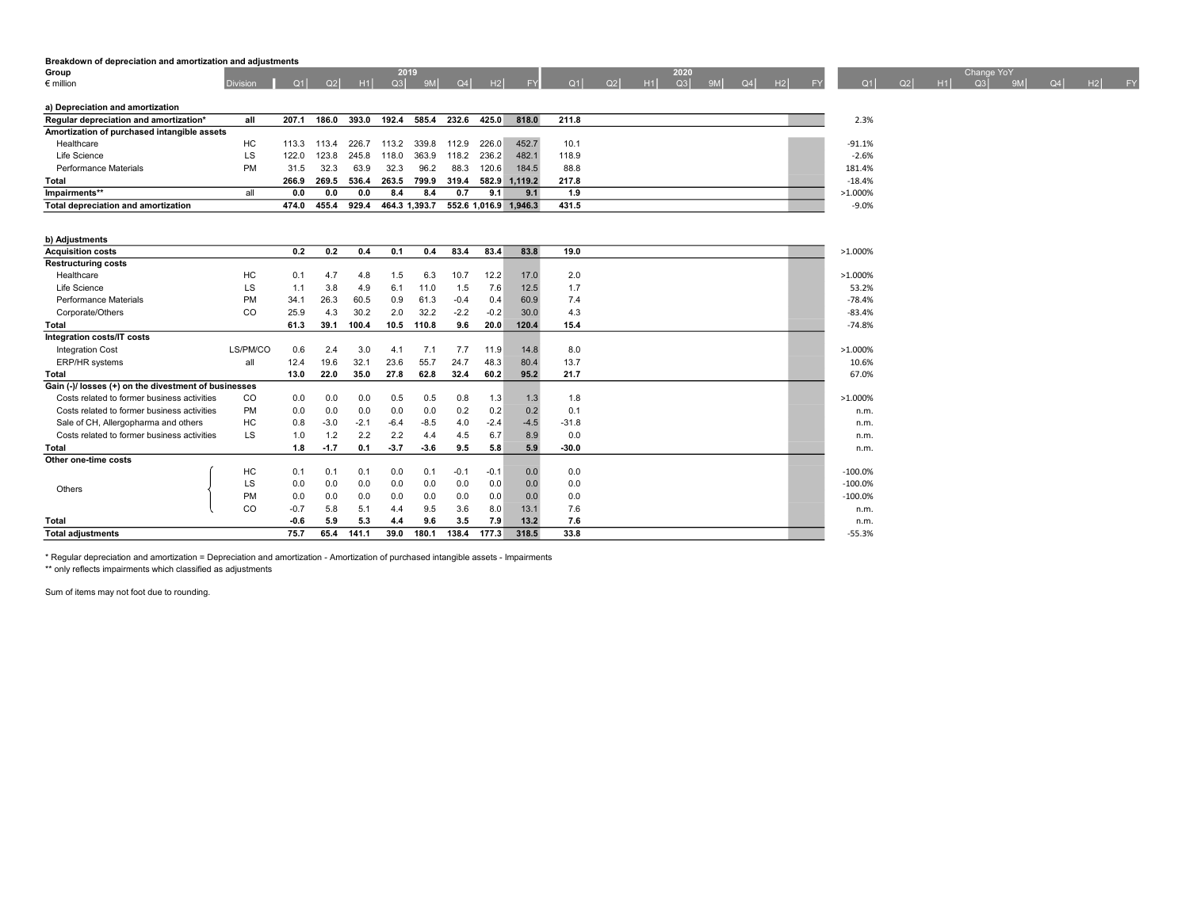**Breakdown of depreciation and amortization and adjustments**

| Group<br>€ million | Division | 2019 Q1 | 2019 Q2 | 2019 H1 | 2019 Q3 | 2019 9M | 2019 Q4 | 2019 H2 | 2019 FY | 2020 Q1 | 2020 Q2 | 2020 H1 | 2020 Q3 | 2020 9M | 2020 Q4 | 2020 H2 | 2020 FY | Change YoY Q1 | Change YoY Q2 | Change YoY H1 | Change YoY Q3 | Change YoY 9M | Change YoY Q4 | Change YoY H2 | Change YoY FY |
|---|---|---|---|---|---|---|---|---|---|---|---|---|---|---|---|---|---|---|---|---|---|---|---|---|---|
| **a) Depreciation and amortization** | | | | | | | | | | | | | | | | | | | | | | | | | |
| **Regular depreciation and amortization*** | **all** | **207.1** | **186.0** | **393.0** | **192.4** | **585.4** | **232.6** | **425.0** | **818.0** | **211.8** | | | | | | | | 2.3% | | | | | | | |
| **Amortization of purchased intangible assets** | | | | | | | | | | | | | | | | | | | | | | | | | |
| Healthcare | HC | 113.3 | 113.4 | 226.7 | 113.2 | 339.8 | 112.9 | 226.0 | 452.7 | 10.1 | | | | | | | | -91.1% | | | | | | | |
| Life Science | LS | 122.0 | 123.8 | 245.8 | 118.0 | 363.9 | 118.2 | 236.2 | 482.1 | 118.9 | | | | | | | | -2.6% | | | | | | | |
| Performance Materials | PM | 31.5 | 32.3 | 63.9 | 32.3 | 96.2 | 88.3 | 120.6 | 184.5 | 88.8 | | | | | | | | 181.4% | | | | | | | |
| **Total** | | **266.9** | **269.5** | **536.4** | **263.5** | **799.9** | **319.4** | **582.9** | **1,119.2** | **217.8** | | | | | | | | -18.4% | | | | | | | |
| **Impairments**** | all | **0.0** | **0.0** | **0.0** | **8.4** | **8.4** | **0.7** | **9.1** | **9.1** | **1.9** | | | | | | | | >1.000% | | | | | | | |
| **Total depreciation and amortization** | | **474.0** | **455.4** | **929.4** | **464.3** | **1,393.7** | **552.6** | **1,016.9** | **1,946.3** | **431.5** | | | | | | | | -9.0% | | | | | | | |
| **b) Adjustments** | | | | | | | | | | | | | | | | | | | | | | | | | |
| **Acquisition costs** | | **0.2** | **0.2** | **0.4** | **0.1** | **0.4** | **83.4** | **83.4** | **83.8** | **19.0** | | | | | | | | >1.000% | | | | | | | |
| **Restructuring costs** | | | | | | | | | | | | | | | | | | | | | | | | | |
| Healthcare | HC | 0.1 | 4.7 | 4.8 | 1.5 | 6.3 | 10.7 | 12.2 | 17.0 | 2.0 | | | | | | | | >1.000% | | | | | | | |
| Life Science | LS | 1.1 | 3.8 | 4.9 | 6.1 | 11.0 | 1.5 | 7.6 | 12.5 | 1.7 | | | | | | | | 53.2% | | | | | | | |
| Performance Materials | PM | 34.1 | 26.3 | 60.5 | 0.9 | 61.3 | -0.4 | 0.4 | 60.9 | 7.4 | | | | | | | | -78.4% | | | | | | | |
| Corporate/Others | CO | 25.9 | 4.3 | 30.2 | 2.0 | 32.2 | -2.2 | -0.2 | 30.0 | 4.3 | | | | | | | | -83.4% | | | | | | | |
| **Total** | | **61.3** | **39.1** | **100.4** | **10.5** | **110.8** | **9.6** | **20.0** | **120.4** | **15.4** | | | | | | | | -74.8% | | | | | | | |
| **Integration costs/IT costs** | | | | | | | | | | | | | | | | | | | | | | | | | |
| Integration Cost | LS/PM/CO | 0.6 | 2.4 | 3.0 | 4.1 | 7.1 | 7.7 | 11.9 | 14.8 | 8.0 | | | | | | | | >1.000% | | | | | | | |
| ERP/HR systems | all | 12.4 | 19.6 | 32.1 | 23.6 | 55.7 | 24.7 | 48.3 | 80.4 | 13.7 | | | | | | | | 10.6% | | | | | | | |
| **Total** | | **13.0** | **22.0** | **35.0** | **27.8** | **62.8** | **32.4** | **60.2** | **95.2** | **21.7** | | | | | | | | 67.0% | | | | | | | |
| **Gain (-)/ losses (+) on the divestment of businesses** | | | | | | | | | | | | | | | | | | | | | | | | | |
| Costs related to former business activities | CO | 0.0 | 0.0 | 0.0 | 0.5 | 0.5 | 0.8 | 1.3 | 1.3 | 1.8 | | | | | | | | >1.000% | | | | | | | |
| Costs related to former business activities | PM | 0.0 | 0.0 | 0.0 | 0.0 | 0.0 | 0.2 | 0.2 | 0.2 | 0.1 | | | | | | | | n.m. | | | | | | | |
| Sale of CH, Allergopharma and others | HC | 0.8 | -3.0 | -2.1 | -6.4 | -8.5 | 4.0 | -2.4 | -4.5 | -31.8 | | | | | | | | n.m. | | | | | | | |
| Costs related to former business activities | LS | 1.0 | 1.2 | 2.2 | 2.2 | 4.4 | 4.5 | 6.7 | 8.9 | 0.0 | | | | | | | | n.m. | | | | | | | |
| **Total** | | **1.8** | **-1.7** | **0.1** | **-3.7** | **-3.6** | **9.5** | **5.8** | **5.9** | **-30.0** | | | | | | | | n.m. | | | | | | | |
| **Other one-time costs** | | | | | | | | | | | | | | | | | | | | | | | | | |
| Others | HC | 0.1 | 0.1 | 0.1 | 0.0 | 0.1 | -0.1 | -0.1 | 0.0 | 0.0 | | | | | | | | -100.0% | | | | | | | |
| Others | LS | 0.0 | 0.0 | 0.0 | 0.0 | 0.0 | 0.0 | 0.0 | 0.0 | 0.0 | | | | | | | | -100.0% | | | | | | | |
| Others | PM | 0.0 | 0.0 | 0.0 | 0.0 | 0.0 | 0.0 | 0.0 | 0.0 | 0.0 | | | | | | | | -100.0% | | | | | | | |
| Others | CO | -0.7 | 5.8 | 5.1 | 4.4 | 9.5 | 3.6 | 8.0 | 13.1 | 7.6 | | | | | | | | n.m. | | | | | | | |
| **Total** | | **-0.6** | **5.9** | **5.3** | **4.4** | **9.6** | **3.5** | **7.9** | **13.2** | **7.6** | | | | | | | | n.m. | | | | | | | |
| **Total adjustments** | | **75.7** | **65.4** | **141.1** | **39.0** | **180.1** | **138.4** | **177.3** | **318.5** | **33.8** | | | | | | | | -55.3% | | | | | | | |

* Regular depreciation and amortization = Depreciation and amortization - Amortization of purchased intangible assets - Impairments

** only reflects impairments which classified as adjustments

Sum of items may not foot due to rounding.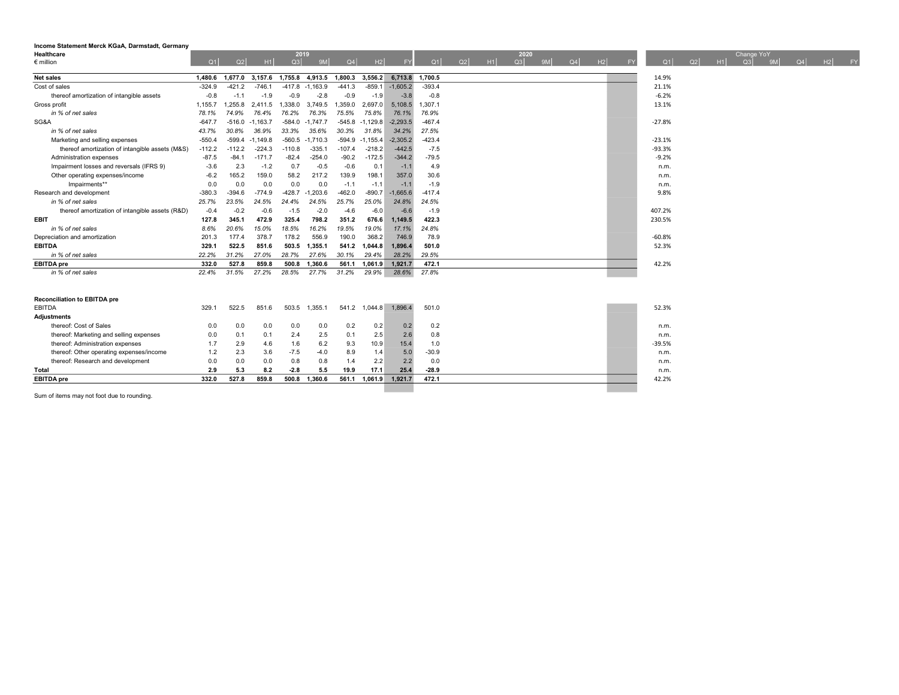**Income Statement Merck KGaA, Darmstadt, Germany**
**Healthcare**
€ million

| | 2019 | | | | | | | | 2020 | | | | | | | | Change YoY | | | | | | | |
|---|---|---|---|---|---|---|---|---|---|---|---|---|---|---|---|---|---|---|---|---|---|---|---|---|
| | Q1 | Q2 | H1 | Q3 | 9M | Q4 | H2 | FY | Q1 | Q2 | H1 | Q3 | 9M | Q4 | H2 | FY | Q1 | Q2 | H1 | Q3 | 9M | Q4 | H2 | FY |
| **Net sales** | **1,480.6** | **1,677.0** | **3,157.6** | **1,755.8** | **4,913.5** | **1,800.3** | **3,556.2** | **6,713.8** | **1,700.5** | | | | | | | | 14.9% | | | | | | | |
| Cost of sales | -324.9 | -421.2 | -746.1 | -417.8 | -1,163.9 | -441.3 | -859.1 | -1,605.2 | -393.4 | | | | | | | | 21.1% | | | | | | | |
| thereof amortization of intangible assets | -0.8 | -1.1 | -1.9 | -0.9 | -2.8 | -0.9 | -1.9 | -3.8 | -0.8 | | | | | | | | -6.2% | | | | | | | |
| Gross profit | 1,155.7 | 1,255.8 | 2,411.5 | 1,338.0 | 3,749.5 | 1,359.0 | 2,697.0 | 5,108.5 | 1,307.1 | | | | | | | | 13.1% | | | | | | | |
| *in % of net sales* | *78.1%* | *74.9%* | *76.4%* | *76.2%* | *76.3%* | *75.5%* | *75.8%* | *76.1%* | *76.9%* | | | | | | | | | | | | | | | |
| SG&A | -647.7 | -516.0 | -1,163.7 | -584.0 | -1,747.7 | -545.8 | -1,129.8 | -2,293.5 | -467.4 | | | | | | | | -27.8% | | | | | | | |
| *in % of net sales* | *43.7%* | *30.8%* | *36.9%* | *33.3%* | *35.6%* | *30.3%* | *31.8%* | *34.2%* | *27.5%* | | | | | | | | | | | | | | | |
| Marketing and selling expenses | -550.4 | -599.4 | -1,149.8 | -560.5 | -1,710.3 | -594.9 | -1,155.4 | -2,305.2 | -423.4 | | | | | | | | -23.1% | | | | | | | |
| thereof amortization of intangible assets (M&S) | -112.2 | -112.2 | -224.3 | -110.8 | -335.1 | -107.4 | -218.2 | -442.5 | -7.5 | | | | | | | | -93.3% | | | | | | | |
| Administration expenses | -87.5 | -84.1 | -171.7 | -82.4 | -254.0 | -90.2 | -172.5 | -344.2 | -79.5 | | | | | | | | -9.2% | | | | | | | |
| Impairment losses and reversals (IFRS 9) | -3.6 | 2.3 | -1.2 | 0.7 | -0.5 | -0.6 | 0.1 | -1.1 | 4.9 | | | | | | | | n.m. | | | | | | | |
| Other operating expenses/income | -6.2 | 165.2 | 159.0 | 58.2 | 217.2 | 139.9 | 198.1 | 357.0 | 30.6 | | | | | | | | n.m. | | | | | | | |
| Impairments** | 0.0 | 0.0 | 0.0 | 0.0 | 0.0 | -1.1 | -1.1 | -1.1 | -1.9 | | | | | | | | n.m. | | | | | | | |
| Research and development | -380.3 | -394.6 | -774.9 | -428.7 | -1,203.6 | -462.0 | -890.7 | -1,665.6 | -417.4 | | | | | | | | 9.8% | | | | | | | |
| *in % of net sales* | *25.7%* | *23.5%* | *24.5%* | *24.4%* | *24.5%* | *25.7%* | *25.0%* | *24.8%* | *24.5%* | | | | | | | | | | | | | | | |
| thereof amortization of intangible assets (R&D) | -0.4 | -0.2 | -0.6 | -1.5 | -2.0 | -4.6 | -6.0 | -6.6 | -1.9 | | | | | | | | 407.2% | | | | | | | |
| **EBIT** | **127.8** | **345.1** | **472.9** | **325.4** | **798.2** | **351.2** | **676.6** | **1,149.5** | **422.3** | | | | | | | | 230.5% | | | | | | | |
| *in % of net sales* | *8.6%* | *20.6%* | *15.0%* | *18.5%* | *16.2%* | *19.5%* | *19.0%* | *17.1%* | *24.8%* | | | | | | | | | | | | | | | |
| Depreciation and amortization | 201.3 | 177.4 | 378.7 | 178.2 | 556.9 | 190.0 | 368.2 | 746.9 | 78.9 | | | | | | | | -60.8% | | | | | | | |
| **EBITDA** | **329.1** | **522.5** | **851.6** | **503.5** | **1,355.1** | **541.2** | **1,044.8** | **1,896.4** | **501.0** | | | | | | | | 52.3% | | | | | | | |
| *in % of net sales* | *22.2%* | *31.2%* | *27.0%* | *28.7%* | *27.6%* | *30.1%* | *29.4%* | *28.2%* | *29.5%* | | | | | | | | | | | | | | | |
| **EBITDA pre** | **332.0** | **527.8** | **859.8** | **500.8** | **1,360.6** | **561.1** | **1,061.9** | **1,921.7** | **472.1** | | | | | | | | 42.2% | | | | | | | |
| *in % of net sales* | *22.4%* | *31.5%* | *27.2%* | *28.5%* | *27.7%* | *31.2%* | *29.9%* | *28.6%* | *27.8%* | | | | | | | | | | | | | | | |

**Reconciliation to EBITDA pre**

| | Q1 | Q2 | H1 | Q3 | 9M | Q4 | H2 | FY | Q1 | Q2 | H1 | Q3 | 9M | Q4 | H2 | FY | Q1 | Q2 | H1 | Q3 | 9M | Q4 | H2 | FY |
|---|---|---|---|---|---|---|---|---|---|---|---|---|---|---|---|---|---|---|---|---|---|---|---|---|
| EBITDA | 329.1 | 522.5 | 851.6 | 503.5 | 1,355.1 | 541.2 | 1,044.8 | 1,896.4 | 501.0 | | | | | | | | 52.3% | | | | | | | |
| **Adjustments** | | | | | | | | | | | | | | | | | | | | | | | | |
| thereof: Cost of Sales | 0.0 | 0.0 | 0.0 | 0.0 | 0.0 | 0.2 | 0.2 | 0.2 | 0.2 | | | | | | | | n.m. | | | | | | | |
| thereof: Marketing and selling expenses | 0.0 | 0.1 | 0.1 | 2.4 | 2.5 | 0.1 | 2.5 | 2.6 | 0.8 | | | | | | | | n.m. | | | | | | | |
| thereof: Administration expenses | 1.7 | 2.9 | 4.6 | 1.6 | 6.2 | 9.3 | 10.9 | 15.4 | 1.0 | | | | | | | | -39.5% | | | | | | | |
| thereof: Other operating expenses/income | 1.2 | 2.3 | 3.6 | -7.5 | -4.0 | 8.9 | 1.4 | 5.0 | -30.9 | | | | | | | | n.m. | | | | | | | |
| thereof: Research and development | 0.0 | 0.0 | 0.0 | 0.8 | 0.8 | 1.4 | 2.2 | 2.2 | 0.0 | | | | | | | | n.m. | | | | | | | |
| **Total** | **2.9** | **5.3** | **8.2** | **-2.8** | **5.5** | **19.9** | **17.1** | **25.4** | **-28.9** | | | | | | | | n.m. | | | | | | | |
| **EBITDA pre** | **332.0** | **527.8** | **859.8** | **500.8** | **1,360.6** | **561.1** | **1,061.9** | **1,921.7** | **472.1** | | | | | | | | 42.2% | | | | | | | |

Sum of items may not foot due to rounding.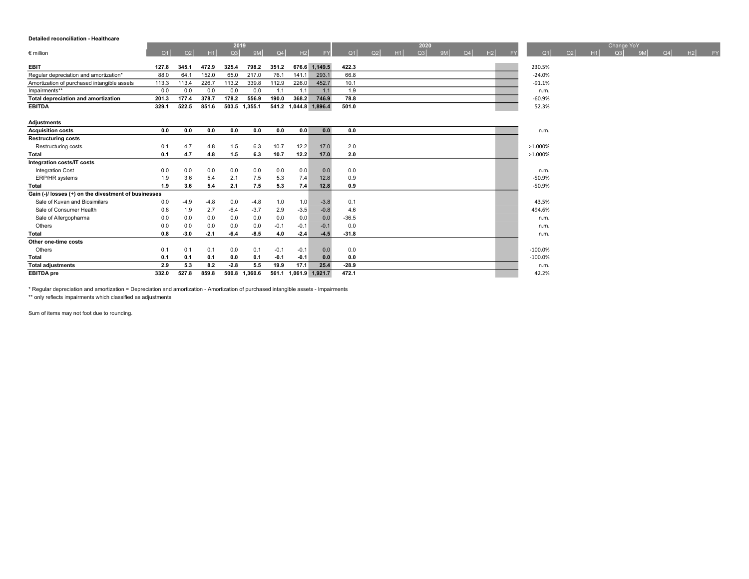**Detailed reconciliation - Healthcare**

| € million | 2019 Q1 | Q2 | H1 | Q3 | 9M | Q4 | H2 | FY | 2020 Q1 | Q2 | H1 | Q3 | 9M | Q4 | H2 | FY | Change YoY Q1 | Q2 | H1 | Q3 | 9M | Q4 | H2 | FY |
|---|---|---|---|---|---|---|---|---|---|---|---|---|---|---|---|---|---|---|---|---|---|---|---|---|
| **EBIT** | **127.8** | **345.1** | **472.9** | **325.4** | **798.2** | **351.2** | **676.6** | **1,149.5** | **422.3** | | | | | | | | 230.5% | | | | | | | |
| Regular depreciation and amortization* | 88.0 | 64.1 | 152.0 | 65.0 | 217.0 | 76.1 | 141.1 | 293.1 | 66.8 | | | | | | | | -24.0% | | | | | | | |
| Amortization of purchased intangible assets | 113.3 | 113.4 | 226.7 | 113.2 | 339.8 | 112.9 | 226.0 | 452.7 | 10.1 | | | | | | | | -91.1% | | | | | | | |
| Impairments** | 0.0 | 0.0 | 0.0 | 0.0 | 0.0 | 1.1 | 1.1 | 1.1 | 1.9 | | | | | | | | n.m. | | | | | | | |
| **Total depreciation and amortization** | **201.3** | **177.4** | **378.7** | **178.2** | **556.9** | **190.0** | **368.2** | **746.9** | **78.8** | | | | | | | | -60.9% | | | | | | | |
| **EBITDA** | **329.1** | **522.5** | **851.6** | **503.5** | **1,355.1** | **541.2** | **1,044.8** | **1,896.4** | **501.0** | | | | | | | | 52.3% | | | | | | | |
| | | | | | | | | | | | | | | | | | | | | | | | | |
| **Adjustments** | | | | | | | | | | | | | | | | | | | | | | | | |
| **Acquisition costs** | **0.0** | **0.0** | **0.0** | **0.0** | **0.0** | **0.0** | **0.0** | **0.0** | **0.0** | | | | | | | | n.m. | | | | | | | |
| **Restructuring costs** | | | | | | | | | | | | | | | | | | | | | | | | |
| Restructuring costs | 0.1 | 4.7 | 4.8 | 1.5 | 6.3 | 10.7 | 12.2 | 17.0 | 2.0 | | | | | | | | >1.000% | | | | | | | |
| **Total** | **0.1** | **4.7** | **4.8** | **1.5** | **6.3** | **10.7** | **12.2** | **17.0** | **2.0** | | | | | | | | >1.000% | | | | | | | |
| **Integration costs/IT costs** | | | | | | | | | | | | | | | | | | | | | | | | |
| Integration Cost | 0.0 | 0.0 | 0.0 | 0.0 | 0.0 | 0.0 | 0.0 | 0.0 | 0.0 | | | | | | | | n.m. | | | | | | | |
| ERP/HR systems | 1.9 | 3.6 | 5.4 | 2.1 | 7.5 | 5.3 | 7.4 | 12.8 | 0.9 | | | | | | | | -50.9% | | | | | | | |
| **Total** | **1.9** | **3.6** | **5.4** | **2.1** | **7.5** | **5.3** | **7.4** | **12.8** | **0.9** | | | | | | | | -50.9% | | | | | | | |
| **Gain (-)/ losses (+) on the divestment of businesses** | | | | | | | | | | | | | | | | | | | | | | | | |
| Sale of Kuvan and Biosimilars | 0.0 | -4.9 | -4.8 | 0.0 | -4.8 | 1.0 | 1.0 | -3.8 | 0.1 | | | | | | | | 43.5% | | | | | | | |
| Sale of Consumer Health | 0.8 | 1.9 | 2.7 | -6.4 | -3.7 | 2.9 | -3.5 | -0.8 | 4.6 | | | | | | | | 494.6% | | | | | | | |
| Sale of Allergopharma | 0.0 | 0.0 | 0.0 | 0.0 | 0.0 | 0.0 | 0.0 | 0.0 | -36.5 | | | | | | | | n.m. | | | | | | | |
| Others | 0.0 | 0.0 | 0.0 | 0.0 | 0.0 | -0.1 | -0.1 | -0.1 | 0.0 | | | | | | | | n.m. | | | | | | | |
| **Total** | **0.8** | **-3.0** | **-2.1** | **-6.4** | **-8.5** | **4.0** | **-2.4** | **-4.5** | **-31.8** | | | | | | | | n.m. | | | | | | | |
| **Other one-time costs** | | | | | | | | | | | | | | | | | | | | | | | | |
| Others | 0.1 | 0.1 | 0.1 | 0.0 | 0.1 | -0.1 | -0.1 | 0.0 | 0.0 | | | | | | | | -100.0% | | | | | | | |
| **Total** | **0.1** | **0.1** | **0.1** | **0.0** | **0.1** | **-0.1** | **-0.1** | **0.0** | **0.0** | | | | | | | | -100.0% | | | | | | | |
| **Total adjustments** | **2.9** | **5.3** | **8.2** | **-2.8** | **5.5** | **19.9** | **17.1** | **25.4** | **-28.9** | | | | | | | | n.m. | | | | | | | |
| **EBITDA pre** | **332.0** | **527.8** | **859.8** | **500.8** | **1,360.6** | **561.1** | **1,061.9** | **1,921.7** | **472.1** | | | | | | | | 42.2% | | | | | | | |

* Regular depreciation and amortization = Depreciation and amortization - Amortization of purchased intangible assets - Impairments
** only reflects impairments which classified as adjustments

Sum of items may not foot due to rounding.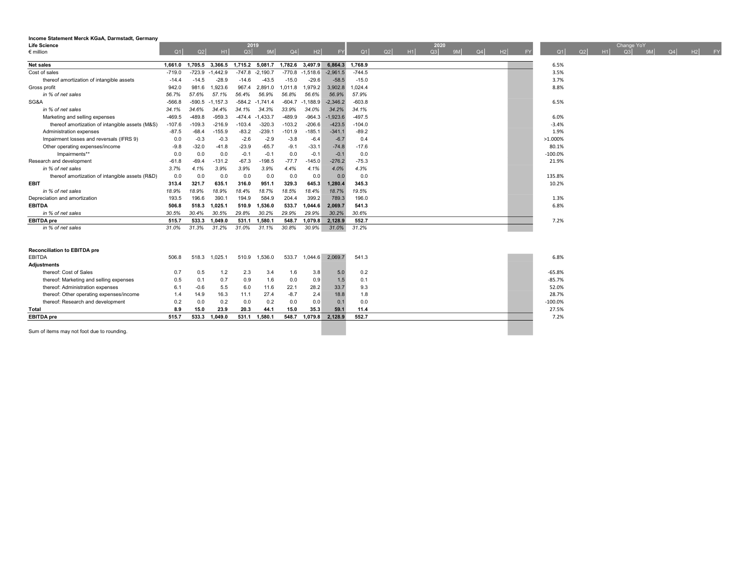**Income Statement Merck KGaA, Darmstadt, Germany**
**Life Science**
€ million

| | 2019 | | | | | | | | 2020 | | | | | | | | Change YoY | | | | | | | |
|---|---|---|---|---|---|---|---|---|---|---|---|---|---|---|---|---|---|---|---|---|---|---|---|---|
| | Q1 | Q2 | H1 | Q3 | 9M | Q4 | H2 | FY | Q1 | Q2 | H1 | Q3 | 9M | Q4 | H2 | FY | Q1 | Q2 | H1 | Q3 | 9M | Q4 | H2 | FY |
| **Net sales** | **1,661.0** | **1,705.5** | **3,366.5** | **1,715.2** | **5,081.7** | **1,782.6** | **3,497.9** | **6,864.3** | **1,768.9** | | | | | | | | 6.5% | | | | | | | |
| Cost of sales | -719.0 | -723.9 | -1,442.9 | -747.8 | -2,190.7 | -770.8 | -1,518.6 | -2,961.5 | -744.5 | | | | | | | | 3.5% | | | | | | | |
| thereof amortization of intangible assets | -14.4 | -14.5 | -28.9 | -14.6 | -43.5 | -15.0 | -29.6 | -58.5 | -15.0 | | | | | | | | 3.7% | | | | | | | |
| Gross profit | 942.0 | 981.6 | 1,923.6 | 967.4 | 2,891.0 | 1,011.8 | 1,979.2 | 3,902.8 | 1,024.4 | | | | | | | | 8.8% | | | | | | | |
| *in % of net sales* | *56.7%* | *57.6%* | *57.1%* | *56.4%* | *56.9%* | *56.8%* | *56.6%* | *56.9%* | *57.9%* | | | | | | | | | | | | | | | |
| SG&A | -566.8 | -590.5 | -1,157.3 | -584.2 | -1,741.4 | -604.7 | -1,188.9 | -2,346.2 | -603.8 | | | | | | | | 6.5% | | | | | | | |
| *in % of net sales* | *34.1%* | *34.6%* | *34.4%* | *34.1%* | *34.3%* | *33.9%* | *34.0%* | *34.2%* | *34.1%* | | | | | | | | | | | | | | | |
| Marketing and selling expenses | -469.5 | -489.8 | -959.3 | -474.4 | -1,433.7 | -489.9 | -964.3 | -1,923.6 | -497.5 | | | | | | | | 6.0% | | | | | | | |
| thereof amortization of intangible assets (M&S) | -107.6 | -109.3 | -216.9 | -103.4 | -320.3 | -103.2 | -206.6 | -423.5 | -104.0 | | | | | | | | -3.4% | | | | | | | |
| Administration expenses | -87.5 | -68.4 | -155.9 | -83.2 | -239.1 | -101.9 | -185.1 | -341.1 | -89.2 | | | | | | | | 1.9% | | | | | | | |
| Impairment losses and reversals (IFRS 9) | 0.0 | -0.3 | -0.3 | -2.6 | -2.9 | -3.8 | -6.4 | -6.7 | 0.4 | | | | | | | | >1.000% | | | | | | | |
| Other operating expenses/income | -9.8 | -32.0 | -41.8 | -23.9 | -65.7 | -9.1 | -33.1 | -74.8 | -17.6 | | | | | | | | 80.1% | | | | | | | |
| Impairments** | 0.0 | 0.0 | 0.0 | -0.1 | -0.1 | 0.0 | -0.1 | -0.1 | 0.0 | | | | | | | | -100.0% | | | | | | | |
| Research and development | -61.8 | -69.4 | -131.2 | -67.3 | -198.5 | -77.7 | -145.0 | -276.2 | -75.3 | | | | | | | | 21.9% | | | | | | | |
| *in % of net sales* | *3.7%* | *4.1%* | *3.9%* | *3.9%* | *3.9%* | *4.4%* | *4.1%* | *4.0%* | *4.3%* | | | | | | | | | | | | | | | |
| thereof amortization of intangible assets (R&D) | 0.0 | 0.0 | 0.0 | 0.0 | 0.0 | 0.0 | 0.0 | 0.0 | 0.0 | | | | | | | | 135.8% | | | | | | | |
| **EBIT** | **313.4** | **321.7** | **635.1** | **316.0** | **951.1** | **329.3** | **645.3** | **1,280.4** | **345.3** | | | | | | | | 10.2% | | | | | | | |
| *in % of net sales* | *18.9%* | *18.9%* | *18.9%* | *18.4%* | *18.7%* | *18.5%* | *18.4%* | *18.7%* | *19.5%* | | | | | | | | | | | | | | | |
| Depreciation and amortization | 193.5 | 196.6 | 390.1 | 194.9 | 584.9 | 204.4 | 399.2 | 789.3 | 196.0 | | | | | | | | 1.3% | | | | | | | |
| **EBITDA** | **506.8** | **518.3** | **1,025.1** | **510.9** | **1,536.0** | **533.7** | **1,044.6** | **2,069.7** | **541.3** | | | | | | | | 6.8% | | | | | | | |
| *in % of net sales* | *30.5%* | *30.4%* | *30.5%* | *29.8%* | *30.2%* | *29.9%* | *29.9%* | *30.2%* | *30.6%* | | | | | | | | | | | | | | | |
| **EBITDA pre** | **515.7** | **533.3** | **1,049.0** | **531.1** | **1,580.1** | **548.7** | **1,079.8** | **2,128.9** | **552.7** | | | | | | | | 7.2% | | | | | | | |
| *in % of net sales* | *31.0%* | *31.3%* | *31.2%* | *31.0%* | *31.1%* | *30.8%* | *30.9%* | *31.0%* | *31.2%* | | | | | | | | | | | | | | | |

**Reconciliation to EBITDA pre**

| | Q1 | Q2 | H1 | Q3 | 9M | Q4 | H2 | FY | Q1 | Q2 | H1 | Q3 | 9M | Q4 | H2 | FY | Q1 | Q2 | H1 | Q3 | 9M | Q4 | H2 | FY |
|---|---|---|---|---|---|---|---|---|---|---|---|---|---|---|---|---|---|---|---|---|---|---|---|---|
| EBITDA | 506.8 | 518.3 | 1,025.1 | 510.9 | 1,536.0 | 533.7 | 1,044.6 | 2,069.7 | 541.3 | | | | | | | | 6.8% | | | | | | | |
| **Adjustments** | | | | | | | | | | | | | | | | | | | | | | | | |
| thereof: Cost of Sales | 0.7 | 0.5 | 1.2 | 2.3 | 3.4 | 1.6 | 3.8 | 5.0 | 0.2 | | | | | | | | -65.8% | | | | | | | |
| thereof: Marketing and selling expenses | 0.5 | 0.1 | 0.7 | 0.9 | 1.6 | 0.0 | 0.9 | 1.5 | 0.1 | | | | | | | | -85.7% | | | | | | | |
| thereof: Administration expenses | 6.1 | -0.6 | 5.5 | 6.0 | 11.6 | 22.1 | 28.2 | 33.7 | 9.3 | | | | | | | | 52.0% | | | | | | | |
| thereof: Other operating expenses/income | 1.4 | 14.9 | 16.3 | 11.1 | 27.4 | -8.7 | 2.4 | 18.8 | 1.8 | | | | | | | | 28.7% | | | | | | | |
| thereof: Research and development | 0.2 | 0.0 | 0.2 | 0.0 | 0.2 | 0.0 | 0.0 | 0.1 | 0.0 | | | | | | | | -100.0% | | | | | | | |
| **Total** | **8.9** | **15.0** | **23.9** | **20.3** | **44.1** | **15.0** | **35.3** | **59.1** | **11.4** | | | | | | | | 27.5% | | | | | | | |
| **EBITDA pre** | **515.7** | **533.3** | **1,049.0** | **531.1** | **1,580.1** | **548.7** | **1,079.8** | **2,128.9** | **552.7** | | | | | | | | 7.2% | | | | | | | |

Sum of items may not foot due to rounding.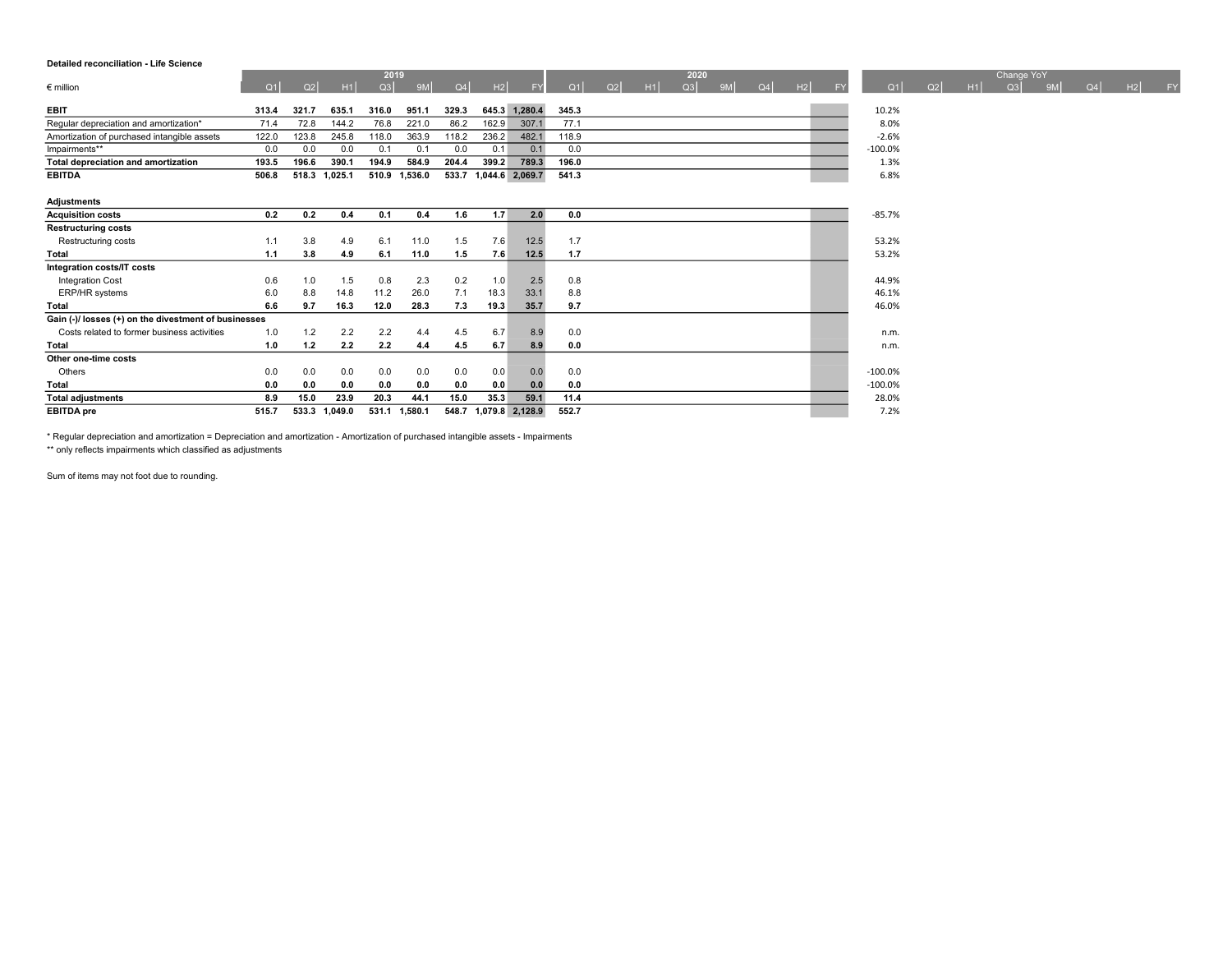**Detailed reconciliation - Life Science**

| € million | 2019 Q1 | Q2 | H1 | Q3 | 9M | Q4 | H2 | FY | 2020 Q1 | Q2 | H1 | Q3 | 9M | Q4 | H2 | FY | Change YoY Q1 | Q2 | H1 | Q3 | 9M | Q4 | H2 | FY |
|---|---|---|---|---|---|---|---|---|---|---|---|---|---|---|---|---|---|---|---|---|---|---|---|---|
| **EBIT** | **313.4** | **321.7** | **635.1** | **316.0** | **951.1** | **329.3** | **645.3** | **1,280.4** | **345.3** | | | | | | | | 10.2% | | | | | | | |
| Regular depreciation and amortization* | 71.4 | 72.8 | 144.2 | 76.8 | 221.0 | 86.2 | 162.9 | 307.1 | 77.1 | | | | | | | | 8.0% | | | | | | | |
| Amortization of purchased intangible assets | 122.0 | 123.8 | 245.8 | 118.0 | 363.9 | 118.2 | 236.2 | 482.1 | 118.9 | | | | | | | | -2.6% | | | | | | | |
| Impairments** | 0.0 | 0.0 | 0.0 | 0.1 | 0.1 | 0.0 | 0.1 | 0.1 | 0.0 | | | | | | | | -100.0% | | | | | | | |
| **Total depreciation and amortization** | **193.5** | **196.6** | **390.1** | **194.9** | **584.9** | **204.4** | **399.2** | **789.3** | **196.0** | | | | | | | | 1.3% | | | | | | | |
| **EBITDA** | **506.8** | **518.3** | **1,025.1** | **510.9** | **1,536.0** | **533.7** | **1,044.6** | **2,069.7** | **541.3** | | | | | | | | 6.8% | | | | | | | |
| | | | | | | | | | | | | | | | | | | | | | | | | |
| **Adjustments** | | | | | | | | | | | | | | | | | | | | | | | | |
| **Acquisition costs** | **0.2** | **0.2** | **0.4** | **0.1** | **0.4** | **1.6** | **1.7** | **2.0** | **0.0** | | | | | | | | -85.7% | | | | | | | |
| **Restructuring costs** | | | | | | | | | | | | | | | | | | | | | | | | |
| Restructuring costs | 1.1 | 3.8 | 4.9 | 6.1 | 11.0 | 1.5 | 7.6 | 12.5 | 1.7 | | | | | | | | 53.2% | | | | | | | |
| **Total** | **1.1** | **3.8** | **4.9** | **6.1** | **11.0** | **1.5** | **7.6** | **12.5** | **1.7** | | | | | | | | 53.2% | | | | | | | |
| **Integration costs/IT costs** | | | | | | | | | | | | | | | | | | | | | | | | |
| Integration Cost | 0.6 | 1.0 | 1.5 | 0.8 | 2.3 | 0.2 | 1.0 | 2.5 | 0.8 | | | | | | | | 44.9% | | | | | | | |
| ERP/HR systems | 6.0 | 8.8 | 14.8 | 11.2 | 26.0 | 7.1 | 18.3 | 33.1 | 8.8 | | | | | | | | 46.1% | | | | | | | |
| **Total** | **6.6** | **9.7** | **16.3** | **12.0** | **28.3** | **7.3** | **19.3** | **35.7** | **9.7** | | | | | | | | 46.0% | | | | | | | |
| **Gain (-)/ losses (+) on the divestment of businesses** | | | | | | | | | | | | | | | | | | | | | | | | |
| Costs related to former business activities | 1.0 | 1.2 | 2.2 | 2.2 | 4.4 | 4.5 | 6.7 | 8.9 | 0.0 | | | | | | | | n.m. | | | | | | | |
| **Total** | **1.0** | **1.2** | **2.2** | **2.2** | **4.4** | **4.5** | **6.7** | **8.9** | **0.0** | | | | | | | | n.m. | | | | | | | |
| **Other one-time costs** | | | | | | | | | | | | | | | | | | | | | | | | |
| Others | 0.0 | 0.0 | 0.0 | 0.0 | 0.0 | 0.0 | 0.0 | 0.0 | 0.0 | | | | | | | | -100.0% | | | | | | | |
| **Total** | **0.0** | **0.0** | **0.0** | **0.0** | **0.0** | **0.0** | **0.0** | **0.0** | **0.0** | | | | | | | | -100.0% | | | | | | | |
| **Total adjustments** | **8.9** | **15.0** | **23.9** | **20.3** | **44.1** | **15.0** | **35.3** | **59.1** | **11.4** | | | | | | | | 28.0% | | | | | | | |
| **EBITDA pre** | **515.7** | **533.3** | **1,049.0** | **531.1** | **1,580.1** | **548.7** | **1,079.8** | **2,128.9** | **552.7** | | | | | | | | 7.2% | | | | | | | |

* Regular depreciation and amortization = Depreciation and amortization - Amortization of purchased intangible assets - Impairments
** only reflects impairments which classified as adjustments

Sum of items may not foot due to rounding.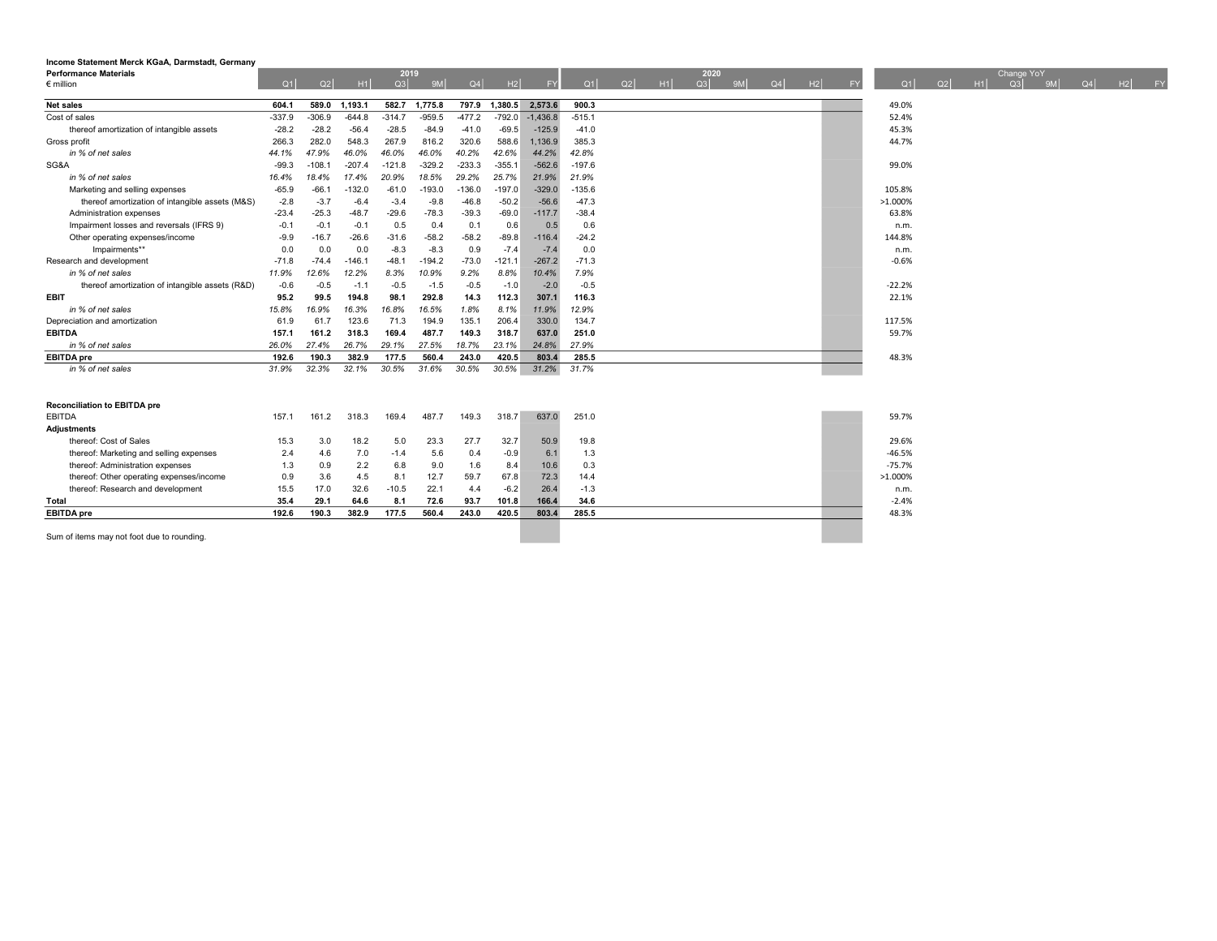**Income Statement Merck KGaA, Darmstadt, Germany**
**Performance Materials**
€ million

| | 2019 | | | | | | | | 2020 | | | | | | | | Change YoY | | | | | | | |
|---|---|---|---|---|---|---|---|---|---|---|---|---|---|---|---|---|---|---|---|---|---|---|---|---|
| | Q1 | Q2 | H1 | Q3 | 9M | Q4 | H2 | FY | Q1 | Q2 | H1 | Q3 | 9M | Q4 | H2 | FY | Q1 | Q2 | H1 | Q3 | 9M | Q4 | H2 | FY |
| **Net sales** | **604.1** | **589.0** | **1,193.1** | **582.7** | **1,775.8** | **797.9** | **1,380.5** | **2,573.6** | **900.3** | | | | | | | | 49.0% | | | | | | | |
| Cost of sales | -337.9 | -306.9 | -644.8 | -314.7 | -959.5 | -477.2 | -792.0 | -1,436.8 | -515.1 | | | | | | | | 52.4% | | | | | | | |
| thereof amortization of intangible assets | -28.2 | -28.2 | -56.4 | -28.5 | -84.9 | -41.0 | -69.5 | -125.9 | -41.0 | | | | | | | | 45.3% | | | | | | | |
| Gross profit | 266.3 | 282.0 | 548.3 | 267.9 | 816.2 | 320.6 | 588.6 | 1,136.9 | 385.3 | | | | | | | | 44.7% | | | | | | | |
| *in % of net sales* | *44.1%* | *47.9%* | *46.0%* | *46.0%* | *46.0%* | *40.2%* | *42.6%* | *44.2%* | *42.8%* | | | | | | | | | | | | | | | |
| SG&A | -99.3 | -108.1 | -207.4 | -121.8 | -329.2 | -233.3 | -355.1 | -562.6 | -197.6 | | | | | | | | 99.0% | | | | | | | |
| *in % of net sales* | *16.4%* | *18.4%* | *17.4%* | *20.9%* | *18.5%* | *29.2%* | *25.7%* | *21.9%* | *21.9%* | | | | | | | | | | | | | | | |
| Marketing and selling expenses | -65.9 | -66.1 | -132.0 | -61.0 | -193.0 | -136.0 | -197.0 | -329.0 | -135.6 | | | | | | | | 105.8% | | | | | | | |
| thereof amortization of intangible assets (M&S) | -2.8 | -3.7 | -6.4 | -3.4 | -9.8 | -46.8 | -50.2 | -56.6 | -47.3 | | | | | | | | >1.000% | | | | | | | |
| Administration expenses | -23.4 | -25.3 | -48.7 | -29.6 | -78.3 | -39.3 | -69.0 | -117.7 | -38.4 | | | | | | | | 63.8% | | | | | | | |
| Impairment losses and reversals (IFRS 9) | -0.1 | -0.1 | -0.1 | 0.5 | 0.4 | 0.1 | 0.6 | 0.5 | 0.6 | | | | | | | | n.m. | | | | | | | |
| Other operating expenses/income | -9.9 | -16.7 | -26.6 | -31.6 | -58.2 | -58.2 | -89.8 | -116.4 | -24.2 | | | | | | | | 144.8% | | | | | | | |
| Impairments** | 0.0 | 0.0 | 0.0 | -8.3 | -8.3 | 0.9 | -7.4 | -7.4 | 0.0 | | | | | | | | n.m. | | | | | | | |
| Research and development | -71.8 | -74.4 | -146.1 | -48.1 | -194.2 | -73.0 | -121.1 | -267.2 | -71.3 | | | | | | | | -0.6% | | | | | | | |
| *in % of net sales* | *11.9%* | *12.6%* | *12.2%* | *8.3%* | *10.9%* | *9.2%* | *8.8%* | *10.4%* | *7.9%* | | | | | | | | | | | | | | | |
| thereof amortization of intangible assets (R&D) | -0.6 | -0.5 | -1.1 | -0.5 | -1.5 | -0.5 | -1.0 | -2.0 | -0.5 | | | | | | | | -22.2% | | | | | | | |
| **EBIT** | **95.2** | **99.5** | **194.8** | **98.1** | **292.8** | **14.3** | **112.3** | **307.1** | **116.3** | | | | | | | | 22.1% | | | | | | | |
| *in % of net sales* | *15.8%* | *16.9%* | *16.3%* | *16.8%* | *16.5%* | *1.8%* | *8.1%* | *11.9%* | *12.9%* | | | | | | | | | | | | | | | |
| Depreciation and amortization | 61.9 | 61.7 | 123.6 | 71.3 | 194.9 | 135.1 | 206.4 | 330.0 | 134.7 | | | | | | | | 117.5% | | | | | | | |
| **EBITDA** | **157.1** | **161.2** | **318.3** | **169.4** | **487.7** | **149.3** | **318.7** | **637.0** | **251.0** | | | | | | | | 59.7% | | | | | | | |
| *in % of net sales* | *26.0%* | *27.4%* | *26.7%* | *29.1%* | *27.5%* | *18.7%* | *23.1%* | *24.8%* | *27.9%* | | | | | | | | | | | | | | | |
| **EBITDA pre** | **192.6** | **190.3** | **382.9** | **177.5** | **560.4** | **243.0** | **420.5** | **803.4** | **285.5** | | | | | | | | 48.3% | | | | | | | |
| *in % of net sales* | *31.9%* | *32.3%* | *32.1%* | *30.5%* | *31.6%* | *30.5%* | *30.5%* | *31.2%* | *31.7%* | | | | | | | | | | | | | | | |

**Reconciliation to EBITDA pre**

| | Q1 | Q2 | H1 | Q3 | 9M | Q4 | H2 | FY | Q1 | Q2 | H1 | Q3 | 9M | Q4 | H2 | FY | Q1 | Q2 | H1 | Q3 | 9M | Q4 | H2 | FY |
|---|---|---|---|---|---|---|---|---|---|---|---|---|---|---|---|---|---|---|---|---|---|---|---|---|
| EBITDA | 157.1 | 161.2 | 318.3 | 169.4 | 487.7 | 149.3 | 318.7 | 637.0 | 251.0 | | | | | | | | 59.7% | | | | | | | |
| **Adjustments** | | | | | | | | | | | | | | | | | | | | | | | | |
| thereof: Cost of Sales | 15.3 | 3.0 | 18.2 | 5.0 | 23.3 | 27.7 | 32.7 | 50.9 | 19.8 | | | | | | | | 29.6% | | | | | | | |
| thereof: Marketing and selling expenses | 2.4 | 4.6 | 7.0 | -1.4 | 5.6 | 0.4 | -0.9 | 6.1 | 1.3 | | | | | | | | -46.5% | | | | | | | |
| thereof: Administration expenses | 1.3 | 0.9 | 2.2 | 6.8 | 9.0 | 1.6 | 8.4 | 10.6 | 0.3 | | | | | | | | -75.7% | | | | | | | |
| thereof: Other operating expenses/income | 0.9 | 3.6 | 4.5 | 8.1 | 12.7 | 59.7 | 67.8 | 72.3 | 14.4 | | | | | | | | >1.000% | | | | | | | |
| thereof: Research and development | 15.5 | 17.0 | 32.6 | -10.5 | 22.1 | 4.4 | -6.2 | 26.4 | -1.3 | | | | | | | | n.m. | | | | | | | |
| **Total** | **35.4** | **29.1** | **64.6** | **8.1** | **72.6** | **93.7** | **101.8** | **166.4** | **34.6** | | | | | | | | -2.4% | | | | | | | |
| **EBITDA pre** | **192.6** | **190.3** | **382.9** | **177.5** | **560.4** | **243.0** | **420.5** | **803.4** | **285.5** | | | | | | | | 48.3% | | | | | | | |

Sum of items may not foot due to rounding.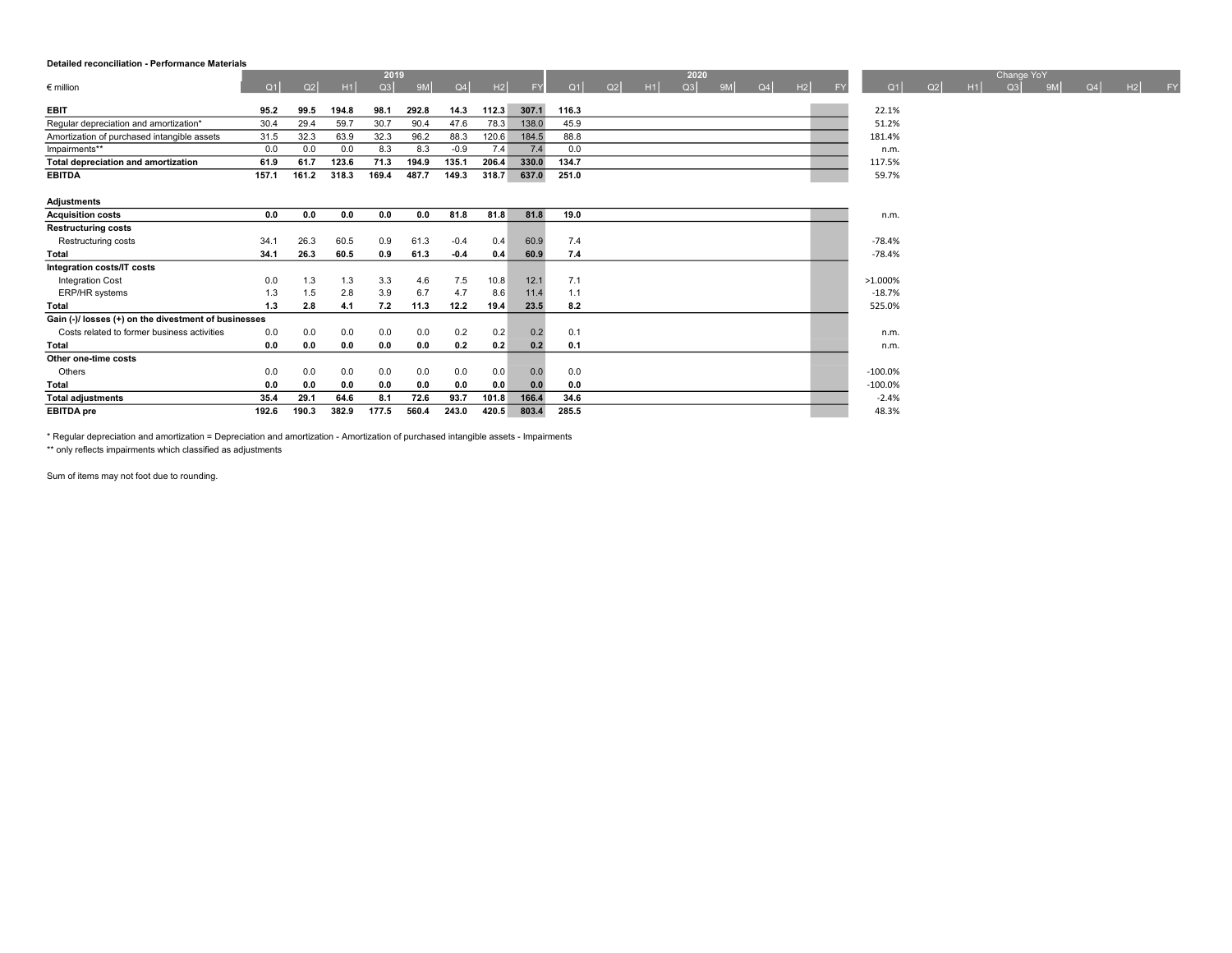**Detailed reconciliation - Performance Materials**

| € million | 2019 Q1 | Q2 | H1 | Q3 | 9M | Q4 | H2 | FY | 2020 Q1 | Q2 | H1 | Q3 | 9M | Q4 | H2 | FY | Change YoY Q1 | Q2 | H1 | Q3 | 9M | Q4 | H2 | FY |
|---|---|---|---|---|---|---|---|---|---|---|---|---|---|---|---|---|---|---|---|---|---|---|---|---|
| **EBIT** | **95.2** | **99.5** | **194.8** | **98.1** | **292.8** | **14.3** | **112.3** | **307.1** | **116.3** | | | | | | | | 22.1% | | | | | | | |
| Regular depreciation and amortization* | 30.4 | 29.4 | 59.7 | 30.7 | 90.4 | 47.6 | 78.3 | 138.0 | 45.9 | | | | | | | | 51.2% | | | | | | | |
| Amortization of purchased intangible assets | 31.5 | 32.3 | 63.9 | 32.3 | 96.2 | 88.3 | 120.6 | 184.5 | 88.8 | | | | | | | | 181.4% | | | | | | | |
| Impairments** | 0.0 | 0.0 | 0.0 | 8.3 | 8.3 | -0.9 | 7.4 | 7.4 | 0.0 | | | | | | | | n.m. | | | | | | | |
| **Total depreciation and amortization** | **61.9** | **61.7** | **123.6** | **71.3** | **194.9** | **135.1** | **206.4** | **330.0** | **134.7** | | | | | | | | 117.5% | | | | | | | |
| **EBITDA** | **157.1** | **161.2** | **318.3** | **169.4** | **487.7** | **149.3** | **318.7** | **637.0** | **251.0** | | | | | | | | 59.7% | | | | | | | |
| | | | | | | | | | | | | | | | | | | | | | | | | |
| **Adjustments** | | | | | | | | | | | | | | | | | | | | | | | | |
| **Acquisition costs** | **0.0** | **0.0** | **0.0** | **0.0** | **0.0** | **81.8** | **81.8** | **81.8** | **19.0** | | | | | | | | n.m. | | | | | | | |
| **Restructuring costs** | | | | | | | | | | | | | | | | | | | | | | | | |
| Restructuring costs | 34.1 | 26.3 | 60.5 | 0.9 | 61.3 | -0.4 | 0.4 | 60.9 | 7.4 | | | | | | | | -78.4% | | | | | | | |
| **Total** | **34.1** | **26.3** | **60.5** | **0.9** | **61.3** | **-0.4** | **0.4** | **60.9** | **7.4** | | | | | | | | -78.4% | | | | | | | |
| **Integration costs/IT costs** | | | | | | | | | | | | | | | | | | | | | | | | |
| Integration Cost | 0.0 | 1.3 | 1.3 | 3.3 | 4.6 | 7.5 | 10.8 | 12.1 | 7.1 | | | | | | | | >1.000% | | | | | | | |
| ERP/HR systems | 1.3 | 1.5 | 2.8 | 3.9 | 6.7 | 4.7 | 8.6 | 11.4 | 1.1 | | | | | | | | -18.7% | | | | | | | |
| **Total** | **1.3** | **2.8** | **4.1** | **7.2** | **11.3** | **12.2** | **19.4** | **23.5** | **8.2** | | | | | | | | 525.0% | | | | | | | |
| **Gain (-)/ losses (+) on the divestment of businesses** | | | | | | | | | | | | | | | | | | | | | | | | |
| Costs related to former business activities | 0.0 | 0.0 | 0.0 | 0.0 | 0.0 | 0.2 | 0.2 | 0.2 | 0.1 | | | | | | | | n.m. | | | | | | | |
| **Total** | **0.0** | **0.0** | **0.0** | **0.0** | **0.0** | **0.2** | **0.2** | **0.2** | **0.1** | | | | | | | | n.m. | | | | | | | |
| **Other one-time costs** | | | | | | | | | | | | | | | | | | | | | | | | |
| Others | 0.0 | 0.0 | 0.0 | 0.0 | 0.0 | 0.0 | 0.0 | 0.0 | 0.0 | | | | | | | | -100.0% | | | | | | | |
| **Total** | **0.0** | **0.0** | **0.0** | **0.0** | **0.0** | **0.0** | **0.0** | **0.0** | **0.0** | | | | | | | | -100.0% | | | | | | | |
| **Total adjustments** | **35.4** | **29.1** | **64.6** | **8.1** | **72.6** | **93.7** | **101.8** | **166.4** | **34.6** | | | | | | | | -2.4% | | | | | | | |
| **EBITDA pre** | **192.6** | **190.3** | **382.9** | **177.5** | **560.4** | **243.0** | **420.5** | **803.4** | **285.5** | | | | | | | | 48.3% | | | | | | | |

* Regular depreciation and amortization = Depreciation and amortization - Amortization of purchased intangible assets - Impairments

** only reflects impairments which classified as adjustments

Sum of items may not foot due to rounding.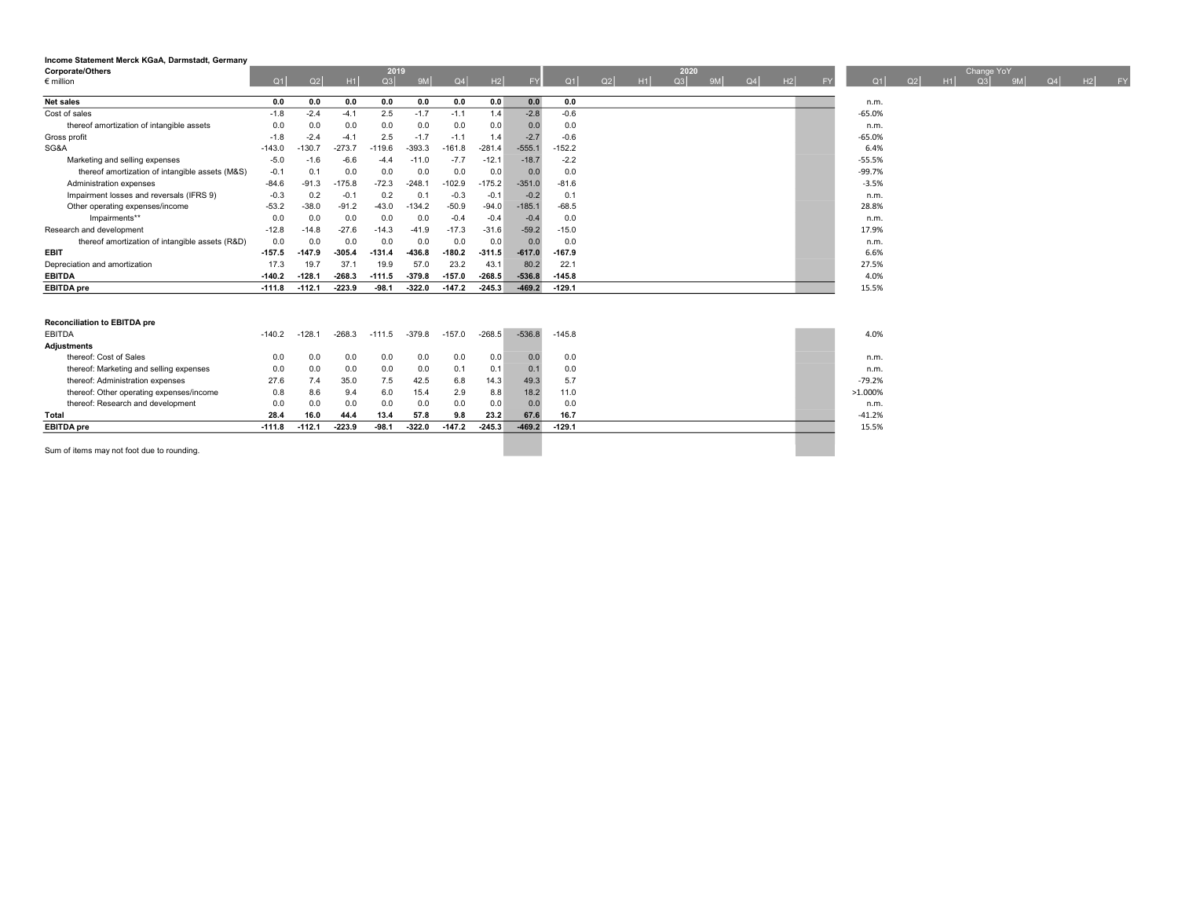**Income Statement Merck KGaA, Darmstadt, Germany**
**Corporate/Others**
€ million

| | 2019 | | | | | | | | 2020 | | | | | | | | Change YoY | | | | | | | |
|---|---|---|---|---|---|---|---|---|---|---|---|---|---|---|---|---|---|---|---|---|---|---|---|---|
| | Q1 | Q2 | H1 | Q3 | 9M | Q4 | H2 | FY | Q1 | Q2 | H1 | Q3 | 9M | Q4 | H2 | FY | Q1 | Q2 | H1 | Q3 | 9M | Q4 | H2 | FY |
| **Net sales** | **0.0** | **0.0** | **0.0** | **0.0** | **0.0** | **0.0** | **0.0** | **0.0** | **0.0** | | | | | | | | n.m. | | | | | | | |
| Cost of sales | -1.8 | -2.4 | -4.1 | 2.5 | -1.7 | -1.1 | 1.4 | -2.8 | -0.6 | | | | | | | | -65.0% | | | | | | | |
| thereof amortization of intangible assets | 0.0 | 0.0 | 0.0 | 0.0 | 0.0 | 0.0 | 0.0 | 0.0 | 0.0 | | | | | | | | n.m. | | | | | | | |
| Gross profit | -1.8 | -2.4 | -4.1 | 2.5 | -1.7 | -1.1 | 1.4 | -2.7 | -0.6 | | | | | | | | -65.0% | | | | | | | |
| SG&A | -143.0 | -130.7 | -273.7 | -119.6 | -393.3 | -161.8 | -281.4 | -555.1 | -152.2 | | | | | | | | 6.4% | | | | | | | |
| Marketing and selling expenses | -5.0 | -1.6 | -6.6 | -4.4 | -11.0 | -7.7 | -12.1 | -18.7 | -2.2 | | | | | | | | -55.5% | | | | | | | |
| thereof amortization of intangible assets (M&S) | -0.1 | 0.1 | 0.0 | 0.0 | 0.0 | 0.0 | 0.0 | 0.0 | 0.0 | | | | | | | | -99.7% | | | | | | | |
| Administration expenses | -84.6 | -91.3 | -175.8 | -72.3 | -248.1 | -102.9 | -175.2 | -351.0 | -81.6 | | | | | | | | -3.5% | | | | | | | |
| Impairment losses and reversals (IFRS 9) | -0.3 | 0.2 | -0.1 | 0.2 | 0.1 | -0.3 | -0.1 | -0.2 | 0.1 | | | | | | | | n.m. | | | | | | | |
| Other operating expenses/income | -53.2 | -38.0 | -91.2 | -43.0 | -134.2 | -50.9 | -94.0 | -185.1 | -68.5 | | | | | | | | 28.8% | | | | | | | |
| Impairments** | 0.0 | 0.0 | 0.0 | 0.0 | 0.0 | -0.4 | -0.4 | -0.4 | 0.0 | | | | | | | | n.m. | | | | | | | |
| Research and development | -12.8 | -14.8 | -27.6 | -14.3 | -41.9 | -17.3 | -31.6 | -59.2 | -15.0 | | | | | | | | 17.9% | | | | | | | |
| thereof amortization of intangible assets (R&D) | 0.0 | 0.0 | 0.0 | 0.0 | 0.0 | 0.0 | 0.0 | 0.0 | 0.0 | | | | | | | | n.m. | | | | | | | |
| **EBIT** | **-157.5** | **-147.9** | **-305.4** | **-131.4** | **-436.8** | **-180.2** | **-311.5** | **-617.0** | **-167.9** | | | | | | | | 6.6% | | | | | | | |
| Depreciation and amortization | 17.3 | 19.7 | 37.1 | 19.9 | 57.0 | 23.2 | 43.1 | 80.2 | 22.1 | | | | | | | | 27.5% | | | | | | | |
| **EBITDA** | **-140.2** | **-128.1** | **-268.3** | **-111.5** | **-379.8** | **-157.0** | **-268.5** | **-536.8** | **-145.8** | | | | | | | | 4.0% | | | | | | | |
| **EBITDA pre** | **-111.8** | **-112.1** | **-223.9** | **-98.1** | **-322.0** | **-147.2** | **-245.3** | **-469.2** | **-129.1** | | | | | | | | 15.5% | | | | | | | |

**Reconciliation to EBITDA pre**

| | Q1 2019 | Q2 2019 | H1 2019 | Q3 2019 | 9M 2019 | Q4 2019 | H2 2019 | FY 2019 | Q1 2020 | Q2 2020 | H1 2020 | Q3 2020 | 9M 2020 | Q4 2020 | H2 2020 | FY 2020 | Change YoY Q1 | Q2 | H1 | Q3 | 9M | Q4 | H2 | FY |
|---|---|---|---|---|---|---|---|---|---|---|---|---|---|---|---|---|---|---|---|---|---|---|---|---|
| EBITDA | -140.2 | -128.1 | -268.3 | -111.5 | -379.8 | -157.0 | -268.5 | -536.8 | -145.8 | | | | | | | | 4.0% | | | | | | | |
| **Adjustments** | | | | | | | | | | | | | | | | | | | | | | | | |
| thereof: Cost of Sales | 0.0 | 0.0 | 0.0 | 0.0 | 0.0 | 0.0 | 0.0 | 0.0 | 0.0 | | | | | | | | n.m. | | | | | | | |
| thereof: Marketing and selling expenses | 0.0 | 0.0 | 0.0 | 0.0 | 0.0 | 0.1 | 0.1 | 0.1 | 0.0 | | | | | | | | n.m. | | | | | | | |
| thereof: Administration expenses | 27.6 | 7.4 | 35.0 | 7.5 | 42.5 | 6.8 | 14.3 | 49.3 | 5.7 | | | | | | | | -79.2% | | | | | | | |
| thereof: Other operating expenses/income | 0.8 | 8.6 | 9.4 | 6.0 | 15.4 | 2.9 | 8.8 | 18.2 | 11.0 | | | | | | | | >1.000% | | | | | | | |
| thereof: Research and development | 0.0 | 0.0 | 0.0 | 0.0 | 0.0 | 0.0 | 0.0 | 0.0 | 0.0 | | | | | | | | n.m. | | | | | | | |
| **Total** | **28.4** | **16.0** | **44.4** | **13.4** | **57.8** | **9.8** | **23.2** | **67.6** | **16.7** | | | | | | | | -41.2% | | | | | | | |
| **EBITDA pre** | **-111.8** | **-112.1** | **-223.9** | **-98.1** | **-322.0** | **-147.2** | **-245.3** | **-469.2** | **-129.1** | | | | | | | | 15.5% | | | | | | | |

Sum of items may not foot due to rounding.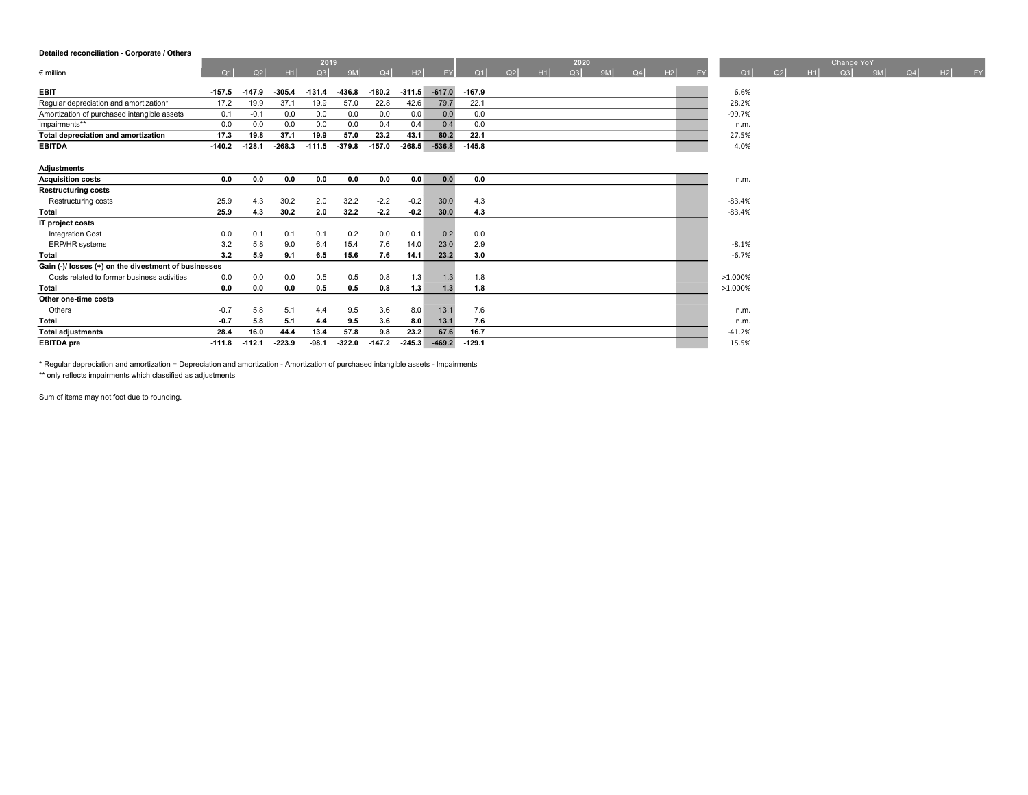**Detailed reconciliation - Corporate / Others**

| € million | 2019 Q1 | Q2 | H1 | Q3 | 9M | Q4 | H2 | FY | 2020 Q1 | Q2 | H1 | Q3 | 9M | Q4 | H2 | FY | Change YoY Q1 | Q2 | H1 | Q3 | 9M | Q4 | H2 | FY |
|---|---|---|---|---|---|---|---|---|---|---|---|---|---|---|---|---|---|---|---|---|---|---|---|---|
| **EBIT** | **-157.5** | **-147.9** | **-305.4** | **-131.4** | **-436.8** | **-180.2** | **-311.5** | **-617.0** | **-167.9** | | | | | | | | 6.6% | | | | | | | |
| Regular depreciation and amortization* | 17.2 | 19.9 | 37.1 | 19.9 | 57.0 | 22.8 | 42.6 | 79.7 | 22.1 | | | | | | | | 28.2% | | | | | | | |
| Amortization of purchased intangible assets | 0.1 | -0.1 | 0.0 | 0.0 | 0.0 | 0.0 | 0.0 | 0.0 | 0.0 | | | | | | | | -99.7% | | | | | | | |
| Impairments** | 0.0 | 0.0 | 0.0 | 0.0 | 0.0 | 0.4 | 0.4 | 0.4 | 0.0 | | | | | | | | n.m. | | | | | | | |
| **Total depreciation and amortization** | **17.3** | **19.8** | **37.1** | **19.9** | **57.0** | **23.2** | **43.1** | **80.2** | **22.1** | | | | | | | | 27.5% | | | | | | | |
| **EBITDA** | **-140.2** | **-128.1** | **-268.3** | **-111.5** | **-379.8** | **-157.0** | **-268.5** | **-536.8** | **-145.8** | | | | | | | | 4.0% | | | | | | | |
| **Adjustments** | | | | | | | | | | | | | | | | | | | | | | | | |
| **Acquisition costs** | **0.0** | **0.0** | **0.0** | **0.0** | **0.0** | **0.0** | **0.0** | **0.0** | **0.0** | | | | | | | | n.m. | | | | | | | |
| **Restructuring costs** | | | | | | | | | | | | | | | | | | | | | | | | |
| Restructuring costs | 25.9 | 4.3 | 30.2 | 2.0 | 32.2 | -2.2 | -0.2 | 30.0 | 4.3 | | | | | | | | -83.4% | | | | | | | |
| **Total** | **25.9** | **4.3** | **30.2** | **2.0** | **32.2** | **-2.2** | **-0.2** | **30.0** | **4.3** | | | | | | | | -83.4% | | | | | | | |
| **IT project costs** | | | | | | | | | | | | | | | | | | | | | | | | |
| Integration Cost | 0.0 | 0.1 | 0.1 | 0.1 | 0.2 | 0.0 | 0.1 | 0.2 | 0.0 | | | | | | | | | | | | | | | |
| ERP/HR systems | 3.2 | 5.8 | 9.0 | 6.4 | 15.4 | 7.6 | 14.0 | 23.0 | 2.9 | | | | | | | | -8.1% | | | | | | | |
| **Total** | **3.2** | **5.9** | **9.1** | **6.5** | **15.6** | **7.6** | **14.1** | **23.2** | **3.0** | | | | | | | | -6.7% | | | | | | | |
| **Gain (-)/ losses (+) on the divestment of businesses** | | | | | | | | | | | | | | | | | | | | | | | | |
| Costs related to former business activities | 0.0 | 0.0 | 0.0 | 0.5 | 0.5 | 0.8 | 1.3 | 1.3 | 1.8 | | | | | | | | >1.000% | | | | | | | |
| **Total** | **0.0** | **0.0** | **0.0** | **0.5** | **0.5** | **0.8** | **1.3** | **1.3** | **1.8** | | | | | | | | >1.000% | | | | | | | |
| **Other one-time costs** | | | | | | | | | | | | | | | | | | | | | | | | |
| Others | -0.7 | 5.8 | 5.1 | 4.4 | 9.5 | 3.6 | 8.0 | 13.1 | 7.6 | | | | | | | | n.m. | | | | | | | |
| **Total** | **-0.7** | **5.8** | **5.1** | **4.4** | **9.5** | **3.6** | **8.0** | **13.1** | **7.6** | | | | | | | | n.m. | | | | | | | |
| **Total adjustments** | **28.4** | **16.0** | **44.4** | **13.4** | **57.8** | **9.8** | **23.2** | **67.6** | **16.7** | | | | | | | | -41.2% | | | | | | | |
| **EBITDA pre** | **-111.8** | **-112.1** | **-223.9** | **-98.1** | **-322.0** | **-147.2** | **-245.3** | **-469.2** | **-129.1** | | | | | | | | 15.5% | | | | | | | |

* Regular depreciation and amortization = Depreciation and amortization - Amortization of purchased intangible assets - Impairments

** only reflects impairments which classified as adjustments

Sum of items may not foot due to rounding.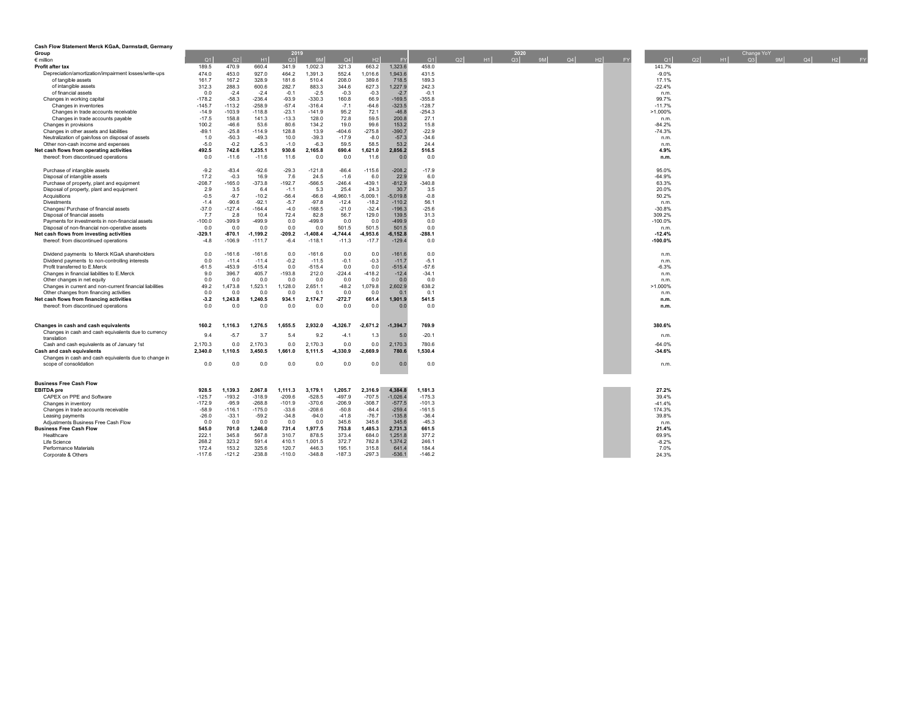**Cash Flow Statement Merck KGaA, Darmstadt, Germany**

**Group**

| € million | 2019 Q1 | Q2 | H1 | Q3 | 9M | Q4 | H2 | FY | 2020 Q1 | Q2 | H1 | Q3 | 9M | Q4 | H2 | FY | Change YoY Q1 | Q2 | H1 | Q3 | 9M | Q4 | H2 | FY |
|---|---|---|---|---|---|---|---|---|---|---|---|---|---|---|---|---|---|---|---|---|---|---|---|---|
| **Profit after tax** | 189.5 | 470.9 | 660.4 | 341.9 | 1,002.3 | 321.3 | 663.2 | 1,323.6 | 458.0 | | | | | | | | 141.7% | | | | | | | |
| Depreciation/amortization/impairment losses/write-ups | 474.0 | 453.0 | 927.0 | 464.2 | 1,391.3 | 552.4 | 1,016.6 | 1,943.6 | 431.5 | | | | | | | | -9.0% | | | | | | | |
| of tangible assets | 161.7 | 167.2 | 328.9 | 181.6 | 510.4 | 208.0 | 389.6 | 718.5 | 189.3 | | | | | | | | 17.1% | | | | | | | |
| of intangible assets | 312.3 | 288.3 | 600.6 | 282.7 | 883.3 | 344.6 | 627.3 | 1,227.9 | 242.3 | | | | | | | | -22.4% | | | | | | | |
| of financial assets | 0.0 | -2.4 | -2.4 | -0.1 | -2.5 | -0.3 | -0.3 | -2.7 | -0.1 | | | | | | | | n.m. | | | | | | | |
| Changes in working capital | -178.2 | -58.3 | -236.4 | -93.9 | -330.3 | 160.8 | 66.9 | -169.5 | -355.8 | | | | | | | | 99.7% | | | | | | | |
| Changes in inventories | -145.7 | -113.2 | -258.9 | -57.4 | -316.4 | -7.1 | -64.6 | -323.5 | -128.7 | | | | | | | | -11.7% | | | | | | | |
| Changes in trade accounts receivable | -14.9 | -103.9 | -118.8 | -23.1 | -141.9 | 95.2 | 72.1 | -46.8 | -254.3 | | | | | | | | >1.000% | | | | | | | |
| Changes in trade accounts payable | -17.5 | 158.8 | 141.3 | -13.3 | 128.0 | 72.8 | 59.5 | 200.8 | 27.1 | | | | | | | | n.m. | | | | | | | |
| Changes in provisions | 100.2 | -46.6 | 53.6 | 80.6 | 134.2 | 19.0 | 99.6 | 153.2 | 15.8 | | | | | | | | -84.2% | | | | | | | |
| Changes in other assets and liabilities | -89.1 | -25.8 | -114.9 | 128.8 | 13.9 | -404.6 | -275.8 | -390.7 | -22.9 | | | | | | | | -74.3% | | | | | | | |
| Neutralization of gain/loss on disposal of assets | 1.0 | -50.3 | -49.3 | 10.0 | -39.3 | -17.9 | -8.0 | -57.3 | -34.6 | | | | | | | | n.m. | | | | | | | |
| Other non-cash income and expenses | -5.0 | -0.2 | -5.3 | -1.0 | -6.3 | 59.5 | 58.5 | 53.2 | 24.4 | | | | | | | | n.m. | | | | | | | |
| **Net cash flows from operating activities** | **492.5** | **742.6** | **1,235.1** | **930.6** | **2,165.8** | **690.4** | **1,621.0** | **2,856.2** | **516.5** | | | | | | | | **4.9%** | | | | | | | |
| thereof: from discontinued operations | 0.0 | -11.6 | -11.6 | 11.6 | 0.0 | 0.0 | 11.6 | 0.0 | 0.0 | | | | | | | | **n.m.** | | | | | | | |
| | | | | | | | | | | | | | | | | | | | | | | | | |
| Purchase of intangible assets | -9.2 | -83.4 | -92.6 | -29.3 | -121.8 | -86.4 | -115.6 | -208.2 | -17.9 | | | | | | | | 95.0% | | | | | | | |
| Disposal of intangible assets | 17.2 | -0.3 | 16.9 | 7.6 | 24.5 | -1.6 | 6.0 | 22.9 | 6.0 | | | | | | | | -64.9% | | | | | | | |
| Purchase of property, plant and equipment | -208.7 | -165.0 | -373.8 | -192.7 | -566.5 | -246.4 | -439.1 | -812.9 | -340.8 | | | | | | | | 63.3% | | | | | | | |
| Disposal of property, plant and equipment | 2.9 | 3.5 | 6.4 | -1.1 | 5.3 | 25.4 | 24.3 | 30.7 | 3.5 | | | | | | | | 20.0% | | | | | | | |
| Acquisitions | -0.5 | -9.7 | -10.2 | -56.4 | -66.6 | -4,960.1 | -5,009.1 | -5,019.8 | -0.8 | | | | | | | | 50.2% | | | | | | | |
| Divestments | -1.4 | -90.6 | -92.1 | -5.7 | -97.8 | -12.4 | -18.2 | -110.2 | 56.1 | | | | | | | | n.m. | | | | | | | |
| Changes/ Purchase of financial assets | -37.0 | -127.4 | -164.4 | -4.0 | -168.5 | -21.0 | -32.4 | -196.3 | -25.6 | | | | | | | | -30.8% | | | | | | | |
| Disposal of financial assets | 7.7 | 2.8 | 10.4 | 72.4 | 82.8 | 56.7 | 129.0 | 139.5 | 31.3 | | | | | | | | 309.2% | | | | | | | |
| Payments for investments in non-financial assets | -100.0 | -399.9 | -499.9 | 0.0 | -499.9 | 0.0 | 0.0 | -499.9 | 0.0 | | | | | | | | -100.0% | | | | | | | |
| Disposal of non-financial non-operative assets | 0.0 | 0.0 | 0.0 | 0.0 | 0.0 | 501.5 | 501.5 | 501.5 | 0.0 | | | | | | | | n.m. | | | | | | | |
| **Net cash flows from investing activities** | **-329.1** | **-870.1** | **-1,199.2** | **-209.2** | **-1,408.4** | **-4,744.4** | **-4,953.6** | **-6,152.8** | **-288.1** | | | | | | | | **-12.4%** | | | | | | | |
| thereof: from discontinued operations | -4.8 | -106.9 | -111.7 | -6.4 | -118.1 | -11.3 | -17.7 | -129.4 | 0.0 | | | | | | | | **-100.0%** | | | | | | | |
| | | | | | | | | | | | | | | | | | | | | | | | | |
| Dividend payments to Merck KGaA shareholders | 0.0 | -161.6 | -161.6 | 0.0 | -161.6 | 0.0 | 0.0 | -161.6 | 0.0 | | | | | | | | n.m. | | | | | | | |
| Dividend payments to non-controlling interests | 0.0 | -11.4 | -11.4 | -0.2 | -11.5 | -0.1 | -0.3 | -11.7 | -5.1 | | | | | | | | n.m. | | | | | | | |
| Profit transferred to E.Merck | -61.5 | -453.9 | -515.4 | 0.0 | -515.4 | 0.0 | 0.0 | -515.4 | -57.6 | | | | | | | | -6.3% | | | | | | | |
| Changes in financial liabilities to E.Merck | 9.0 | 396.7 | 405.7 | -193.8 | 212.0 | -224.4 | -418.2 | -12.4 | -34.1 | | | | | | | | n.m. | | | | | | | |
| Other changes in net equity | 0.0 | 0.0 | 0.0 | 0.0 | 0.0 | 0.0 | 0.0 | 0.0 | 0.0 | | | | | | | | n.m. | | | | | | | |
| Changes in current and non-current financial liabilities | 49.2 | 1,473.8 | 1,523.1 | 1,128.0 | 2,651.1 | -48.2 | 1,079.8 | 2,602.9 | 638.2 | | | | | | | | >1.000% | | | | | | | |
| Other changes from financing activities | 0.0 | 0.0 | 0.0 | 0.0 | 0.1 | 0.0 | 0.0 | 0.1 | 0.1 | | | | | | | | n.m. | | | | | | | |
| **Net cash flows from financing activities** | **-3.2** | **1,243.8** | **1,240.5** | **934.1** | **2,174.7** | **-272.7** | **661.4** | **1,901.9** | **541.5** | | | | | | | | **n.m.** | | | | | | | |
| thereof: from discontinued operations | 0.0 | 0.0 | 0.0 | 0.0 | 0.0 | 0.0 | 0.0 | 0.0 | 0.0 | | | | | | | | **n.m.** | | | | | | | |
| | | | | | | | | | | | | | | | | | | | | | | | | |
| **Changes in cash and cash equivalents** | **160.2** | **1,116.3** | **1,276.5** | **1,655.5** | **2,932.0** | **-4,326.7** | **-2,671.2** | **-1,394.7** | **769.9** | | | | | | | | **380.6%** | | | | | | | |
| Changes in cash and cash equivalents due to currency translation | 9.4 | -5.7 | 3.7 | 5.4 | 9.2 | -4.1 | 1.3 | 5.0 | -20.1 | | | | | | | | n.m. | | | | | | | |
| Cash and cash equivalents as of January 1st | 2,170.3 | 0.0 | 2,170.3 | 0.0 | 2,170.3 | 0.0 | 0.0 | 2,170.3 | 780.6 | | | | | | | | -64.0% | | | | | | | |
| **Cash and cash equivalents** | **2,340.0** | **1,110.5** | **3,450.5** | **1,661.0** | **5,111.5** | **-4,330.9** | **-2,669.9** | **780.6** | **1,530.4** | | | | | | | | **-34.6%** | | | | | | | |
| Changes in cash and cash equivalents due to change in scope of consolidation | 0.0 | 0.0 | 0.0 | 0.0 | 0.0 | 0.0 | 0.0 | 0.0 | 0.0 | | | | | | | | n.m. | | | | | | | |
| | | | | | | | | | | | | | | | | | | | | | | | | |
| **Business Free Cash Flow** | | | | | | | | | | | | | | | | | | | | | | | | |
| **EBITDA pre** | **928.5** | **1,139.3** | **2,067.8** | **1,111.3** | **3,179.1** | **1,205.7** | **2,316.9** | **4,384.8** | **1,181.3** | | | | | | | | **27.2%** | | | | | | | |
| CAPEX on PPE and Software | -125.7 | -193.2 | -318.9 | -209.6 | -528.5 | -497.9 | -707.5 | -1,026.4 | -175.3 | | | | | | | | 39.4% | | | | | | | |
| Changes in inventory | -172.9 | -95.9 | -268.8 | -101.9 | -370.6 | -206.9 | -308.7 | -577.5 | -101.3 | | | | | | | | -41.4% | | | | | | | |
| Changes in trade accounts receivable | -58.9 | -116.1 | -175.0 | -33.6 | -208.6 | -50.8 | -84.4 | -259.4 | -161.5 | | | | | | | | 174.3% | | | | | | | |
| Leasing payments | -26.0 | -33.1 | -59.2 | -34.8 | -94.0 | -41.8 | -76.7 | -135.8 | -36.4 | | | | | | | | 39.8% | | | | | | | |
| Adjustments Business Free Cash Flow | 0.0 | 0.0 | 0.0 | 0.0 | 0.0 | 345.6 | 345.6 | 345.6 | -45.3 | | | | | | | | n.m. | | | | | | | |
| **Business Free Cash Flow** | **545.0** | **701.0** | **1,246.0** | **731.4** | **1,977.5** | **753.8** | **1,485.3** | **2,731.3** | **661.5** | | | | | | | | **21.4%** | | | | | | | |
| Healthcare | 222.1 | 345.8 | 567.8 | 310.7 | 878.5 | 373.4 | 684.0 | 1,251.8 | 377.2 | | | | | | | | 69.9% | | | | | | | |
| Life Science | 268.2 | 323.2 | 591.4 | 410.1 | 1,001.5 | 372.7 | 782.8 | 1,374.2 | 246.1 | | | | | | | | -8.2% | | | | | | | |
| Performance Materials | 172.4 | 153.2 | 325.6 | 120.7 | 446.3 | 195.1 | 315.8 | 641.4 | 184.4 | | | | | | | | 7.0% | | | | | | | |
| Corporate & Others | -117.6 | -121.2 | -238.8 | -110.0 | -348.8 | -187.3 | -297.3 | -536.1 | -146.2 | | | | | | | | 24.3% | | | | | | | |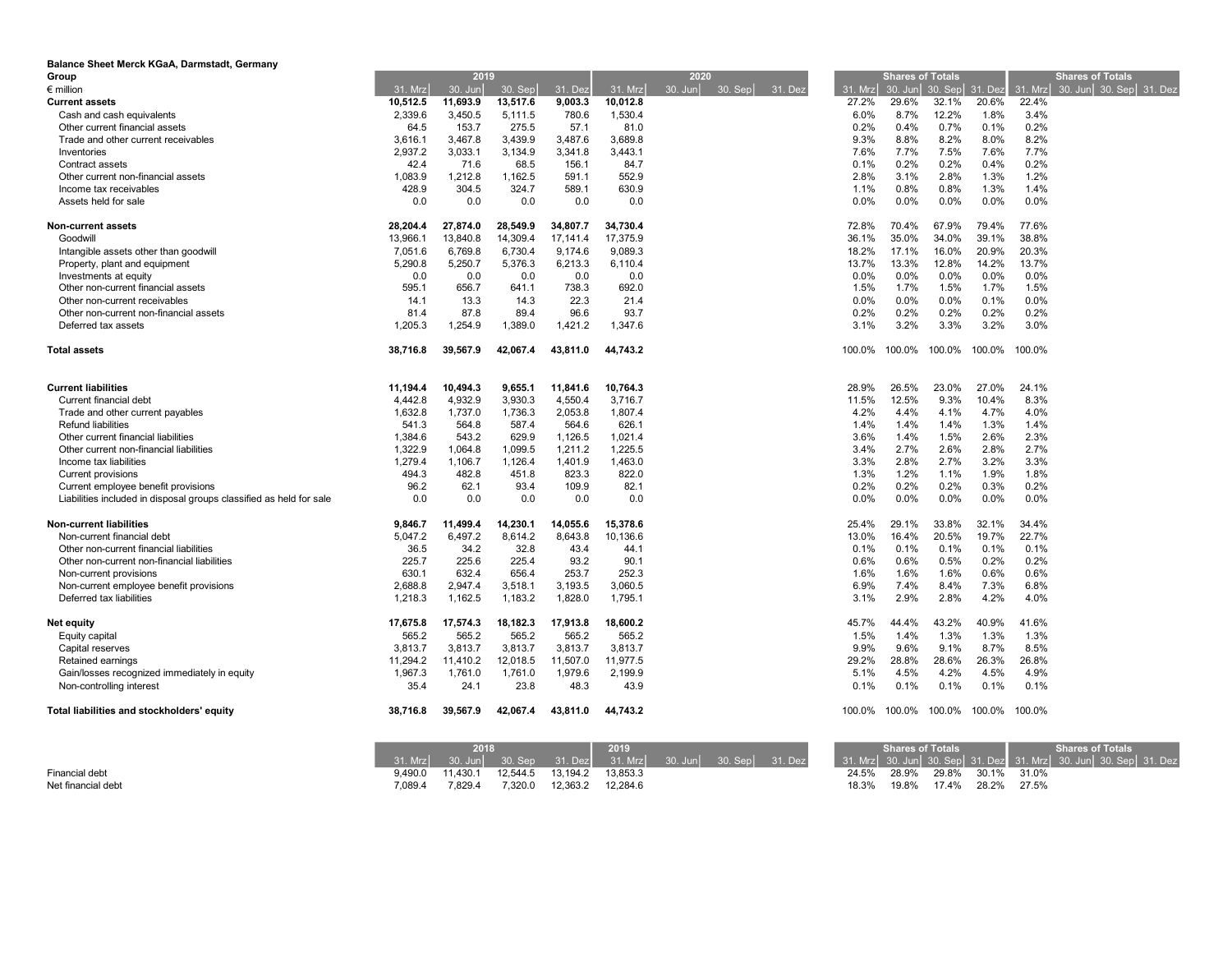**Balance Sheet Merck KGaA, Darmstadt, Germany**

| Group | 2019 | | | | 2020 | | | | Shares of Totals | | | | Shares of Totals | | | |
|---|---|---|---|---|---|---|---|---|---|---|---|---|---|---|---|---|
| € million | 31. Mrz | 30. Jun | 30. Sep | 31. Dez | 31. Mrz | 30. Jun | 30. Sep | 31. Dez | 31. Mrz | 30. Jun | 30. Sep | 31. Dez | 31. Mrz | 30. Jun | 30. Sep | 31. Dez |
| **Current assets** | **10,512.5** | **11,693.9** | **13,517.6** | **9,003.3** | **10,012.8** | | | | 27.2% | 29.6% | 32.1% | 20.6% | 22.4% | | | |
| Cash and cash equivalents | 2,339.6 | 3,450.5 | 5,111.5 | 780.6 | 1,530.4 | | | | 6.0% | 8.7% | 12.2% | 1.8% | 3.4% | | | |
| Other current financial assets | 64.5 | 153.7 | 275.5 | 57.1 | 81.0 | | | | 0.2% | 0.4% | 0.7% | 0.1% | 0.2% | | | |
| Trade and other current receivables | 3,616.1 | 3,467.8 | 3,439.9 | 3,487.6 | 3,689.8 | | | | 9.3% | 8.8% | 8.2% | 8.0% | 8.2% | | | |
| Inventories | 2,937.2 | 3,033.1 | 3,134.9 | 3,341.8 | 3,443.1 | | | | 7.6% | 7.7% | 7.5% | 7.6% | 7.7% | | | |
| Contract assets | 42.4 | 71.6 | 68.5 | 156.1 | 84.7 | | | | 0.1% | 0.2% | 0.2% | 0.4% | 0.2% | | | |
| Other current non-financial assets | 1,083.9 | 1,212.8 | 1,162.5 | 591.1 | 552.9 | | | | 2.8% | 3.1% | 2.8% | 1.3% | 1.2% | | | |
| Income tax receivables | 428.9 | 304.5 | 324.7 | 589.1 | 630.9 | | | | 1.1% | 0.8% | 0.8% | 1.3% | 1.4% | | | |
| Assets held for sale | 0.0 | 0.0 | 0.0 | 0.0 | 0.0 | | | | 0.0% | 0.0% | 0.0% | 0.0% | 0.0% | | | |
| **Non-current assets** | **28,204.4** | **27,874.0** | **28,549.9** | **34,807.7** | **34,730.4** | | | | 72.8% | 70.4% | 67.9% | 79.4% | 77.6% | | | |
| Goodwill | 13,966.1 | 13,840.8 | 14,309.4 | 17,141.4 | 17,375.9 | | | | 36.1% | 35.0% | 34.0% | 39.1% | 38.8% | | | |
| Intangible assets other than goodwill | 7,051.6 | 6,769.8 | 6,730.4 | 9,174.6 | 9,089.3 | | | | 18.2% | 17.1% | 16.0% | 20.9% | 20.3% | | | |
| Property, plant and equipment | 5,290.8 | 5,250.7 | 5,376.3 | 6,213.3 | 6,110.4 | | | | 13.7% | 13.3% | 12.8% | 14.2% | 13.7% | | | |
| Investments at equity | 0.0 | 0.0 | 0.0 | 0.0 | 0.0 | | | | 0.0% | 0.0% | 0.0% | 0.0% | 0.0% | | | |
| Other non-current financial assets | 595.1 | 656.7 | 641.1 | 738.3 | 692.0 | | | | 1.5% | 1.7% | 1.5% | 1.7% | 1.5% | | | |
| Other non-current receivables | 14.1 | 13.3 | 14.3 | 22.3 | 21.4 | | | | 0.0% | 0.0% | 0.0% | 0.1% | 0.0% | | | |
| Other non-current non-financial assets | 81.4 | 87.8 | 89.4 | 96.6 | 93.7 | | | | 0.2% | 0.2% | 0.2% | 0.2% | 0.2% | | | |
| Deferred tax assets | 1,205.3 | 1,254.9 | 1,389.0 | 1,421.2 | 1,347.6 | | | | 3.1% | 3.2% | 3.3% | 3.2% | 3.0% | | | |
| **Total assets** | **38,716.8** | **39,567.9** | **42,067.4** | **43,811.0** | **44,743.2** | | | | 100.0% | 100.0% | 100.0% | 100.0% | 100.0% | | | |
| **Current liabilities** | **11,194.4** | **10,494.3** | **9,655.1** | **11,841.6** | **10,764.3** | | | | 28.9% | 26.5% | 23.0% | 27.0% | 24.1% | | | |
| Current financial debt | 4,442.8 | 4,932.9 | 3,930.3 | 4,550.4 | 3,716.7 | | | | 11.5% | 12.5% | 9.3% | 10.4% | 8.3% | | | |
| Trade and other current payables | 1,632.8 | 1,737.0 | 1,736.3 | 2,053.8 | 1,807.4 | | | | 4.2% | 4.4% | 4.1% | 4.7% | 4.0% | | | |
| Refund liabilities | 541.3 | 564.8 | 587.4 | 564.6 | 626.1 | | | | 1.4% | 1.4% | 1.4% | 1.3% | 1.4% | | | |
| Other current financial liabilities | 1,384.6 | 543.2 | 629.9 | 1,126.5 | 1,021.4 | | | | 3.6% | 1.4% | 1.5% | 2.6% | 2.3% | | | |
| Other current non-financial liabilities | 1,322.9 | 1,064.8 | 1,099.5 | 1,211.2 | 1,225.5 | | | | 3.4% | 2.7% | 2.6% | 2.8% | 2.7% | | | |
| Income tax liabilities | 1,279.4 | 1,106.7 | 1,126.4 | 1,401.9 | 1,463.0 | | | | 3.3% | 2.8% | 2.7% | 3.2% | 3.3% | | | |
| Current provisions | 494.3 | 482.8 | 451.8 | 823.3 | 822.0 | | | | 1.3% | 1.2% | 1.1% | 1.9% | 1.8% | | | |
| Current employee benefit provisions | 96.2 | 62.1 | 93.4 | 109.9 | 82.1 | | | | 0.2% | 0.2% | 0.2% | 0.3% | 0.2% | | | |
| Liabilities included in disposal groups classified as held for sale | 0.0 | 0.0 | 0.0 | 0.0 | 0.0 | | | | 0.0% | 0.0% | 0.0% | 0.0% | 0.0% | | | |
| **Non-current liabilities** | **9,846.7** | **11,499.4** | **14,230.1** | **14,055.6** | **15,378.6** | | | | 25.4% | 29.1% | 33.8% | 32.1% | 34.4% | | | |
| Non-current financial debt | 5,047.2 | 6,497.2 | 8,614.2 | 8,643.8 | 10,136.6 | | | | 13.0% | 16.4% | 20.5% | 19.7% | 22.7% | | | |
| Other non-current financial liabilities | 36.5 | 34.2 | 32.8 | 43.4 | 44.1 | | | | 0.1% | 0.1% | 0.1% | 0.1% | 0.1% | | | |
| Other non-current non-financial liabilities | 225.7 | 225.6 | 225.4 | 93.2 | 90.1 | | | | 0.6% | 0.6% | 0.5% | 0.2% | 0.2% | | | |
| Non-current provisions | 630.1 | 632.4 | 656.4 | 253.7 | 252.3 | | | | 1.6% | 1.6% | 1.6% | 0.6% | 0.6% | | | |
| Non-current employee benefit provisions | 2,688.8 | 2,947.4 | 3,518.1 | 3,193.5 | 3,060.5 | | | | 6.9% | 7.4% | 8.4% | 7.3% | 6.8% | | | |
| Deferred tax liabilities | 1,218.3 | 1,162.5 | 1,183.2 | 1,828.0 | 1,795.1 | | | | 3.1% | 2.9% | 2.8% | 4.2% | 4.0% | | | |
| **Net equity** | **17,675.8** | **17,574.3** | **18,182.3** | **17,913.8** | **18,600.2** | | | | 45.7% | 44.4% | 43.2% | 40.9% | 41.6% | | | |
| Equity capital | 565.2 | 565.2 | 565.2 | 565.2 | 565.2 | | | | 1.5% | 1.4% | 1.3% | 1.3% | 1.3% | | | |
| Capital reserves | 3,813.7 | 3,813.7 | 3,813.7 | 3,813.7 | 3,813.7 | | | | 9.9% | 9.6% | 9.1% | 8.7% | 8.5% | | | |
| Retained earnings | 11,294.2 | 11,410.2 | 12,018.5 | 11,507.0 | 11,977.5 | | | | 29.2% | 28.8% | 28.6% | 26.3% | 26.8% | | | |
| Gain/losses recognized immediately in equity | 1,967.3 | 1,761.0 | 1,761.0 | 1,979.6 | 2,199.9 | | | | 5.1% | 4.5% | 4.2% | 4.5% | 4.9% | | | |
| Non-controlling interest | 35.4 | 24.1 | 23.8 | 48.3 | 43.9 | | | | 0.1% | 0.1% | 0.1% | 0.1% | 0.1% | | | |
| **Total liabilities and stockholders' equity** | **38,716.8** | **39,567.9** | **42,067.4** | **43,811.0** | **44,743.2** | | | | 100.0% | 100.0% | 100.0% | 100.0% | 100.0% | | | |

| | 2018 | | | | 2019 | | | | Shares of Totals | | | | Shares of Totals | | | |
|---|---|---|---|---|---|---|---|---|---|---|---|---|---|---|---|---|
| | 31. Mrz | 30. Jun | 30. Sep | 31. Dez | 31. Mrz | 30. Jun | 30. Sep | 31. Dez | 31. Mrz | 30. Jun | 30. Sep | 31. Dez | 31. Mrz | 30. Jun | 30. Sep | 31. Dez |
| Financial debt | 9,490.0 | 11,430.1 | 12,544.5 | 13,194.2 | 13,853.3 | | | | 24.5% | 28.9% | 29.8% | 30.1% | 31.0% | | | |
| Net financial debt | 7,089.4 | 7,829.4 | 7,320.0 | 12,363.2 | 12,284.6 | | | | 18.3% | 19.8% | 17.4% | 28.2% | 27.5% | | | |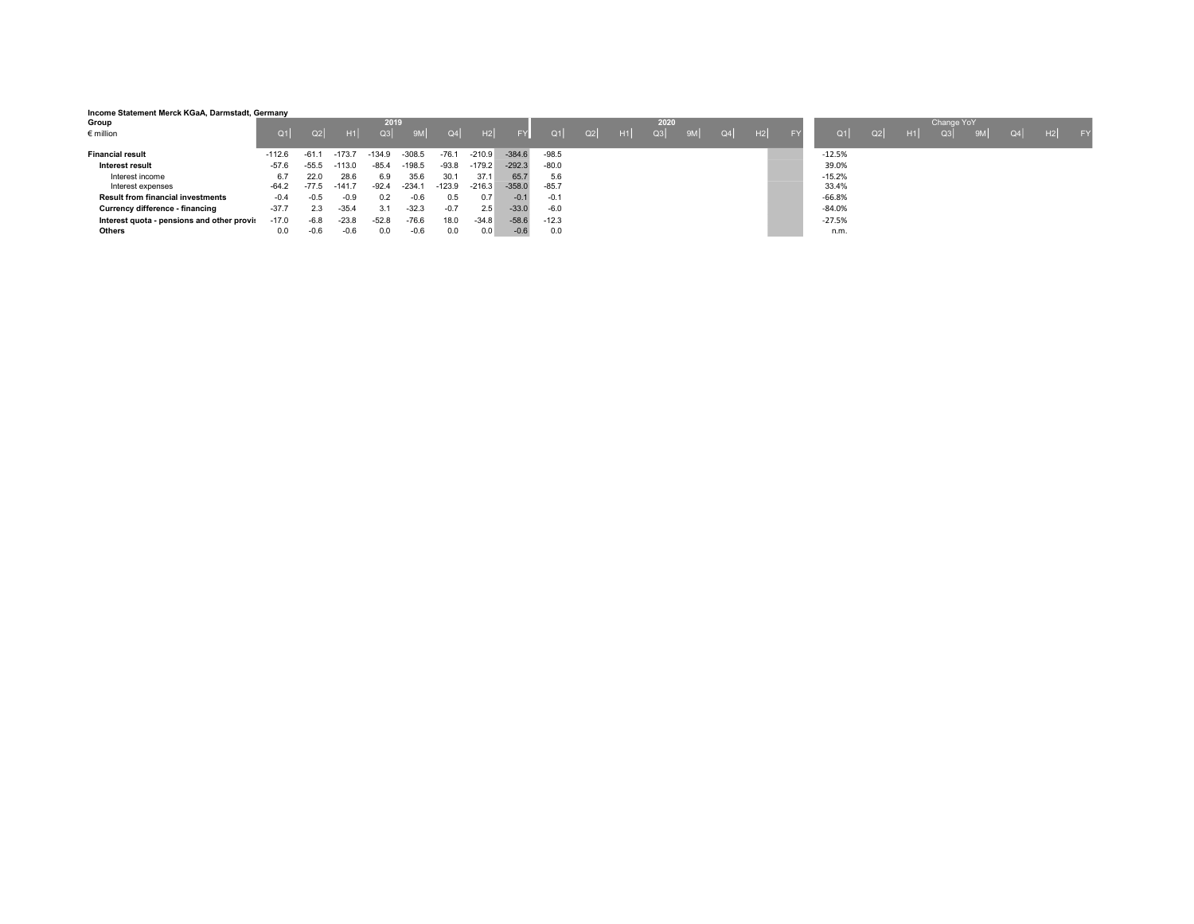**Income Statement Merck KGaA, Darmstadt, Germany**
**Group**
€ million

| | 2019 | | | | | | | | 2020 | | | | | | | | Change YoY | | | | | | | |
|---|---|---|---|---|---|---|---|---|---|---|---|---|---|---|---|---|---|---|---|---|---|---|---|---|
| | Q1 | Q2 | H1 | Q3 | 9M | Q4 | H2 | FY | Q1 | Q2 | H1 | Q3 | 9M | Q4 | H2 | FY | Q1 | Q2 | H1 | Q3 | 9M | Q4 | H2 | FY |
| **Financial result** | -112.6 | -61.1 | -173.7 | -134.9 | -308.5 | -76.1 | -210.9 | -384.6 | -98.5 | | | | | | | | -12.5% | | | | | | | |
| **Interest result** | -57.6 | -55.5 | -113.0 | -85.4 | -198.5 | -93.8 | -179.2 | -292.3 | -80.0 | | | | | | | | 39.0% | | | | | | | |
| Interest income | 6.7 | 22.0 | 28.6 | 6.9 | 35.6 | 30.1 | 37.1 | 65.7 | 5.6 | | | | | | | | -15.2% | | | | | | | |
| Interest expenses | -64.2 | -77.5 | -141.7 | -92.4 | -234.1 | -123.9 | -216.3 | -358.0 | -85.7 | | | | | | | | 33.4% | | | | | | | |
| **Result from financial investments** | -0.4 | -0.5 | -0.9 | 0.2 | -0.6 | 0.5 | 0.7 | -0.1 | -0.1 | | | | | | | | -66.8% | | | | | | | |
| **Currency difference - financing** | -37.7 | 2.3 | -35.4 | 3.1 | -32.3 | -0.7 | 2.5 | -33.0 | -6.0 | | | | | | | | -84.0% | | | | | | | |
| **Interest quota - pensions and other provis** | -17.0 | -6.8 | -23.8 | -52.8 | -76.6 | 18.0 | -34.8 | -58.6 | -12.3 | | | | | | | | -27.5% | | | | | | | |
| **Others** | 0.0 | -0.6 | -0.6 | 0.0 | -0.6 | 0.0 | 0.0 | -0.6 | 0.0 | | | | | | | | n.m. | | | | | | | |